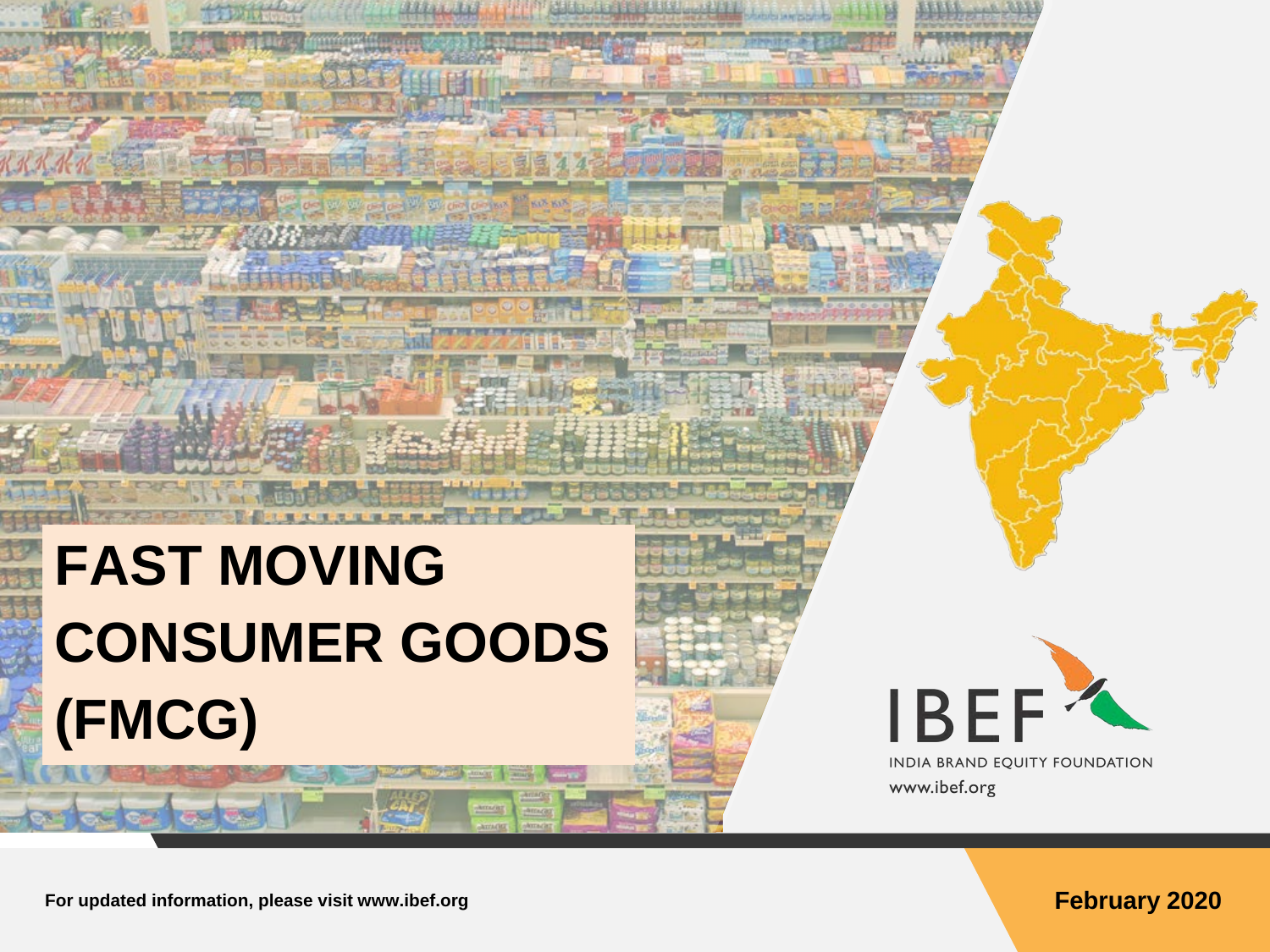# FAST MOVING CONSUMER GOODS (FMCG)

IBEF

INDIA BRAND EQUITY FOUNDATION

www.ibef.org

For updated information, please visit www.ibef.org

**February 2020**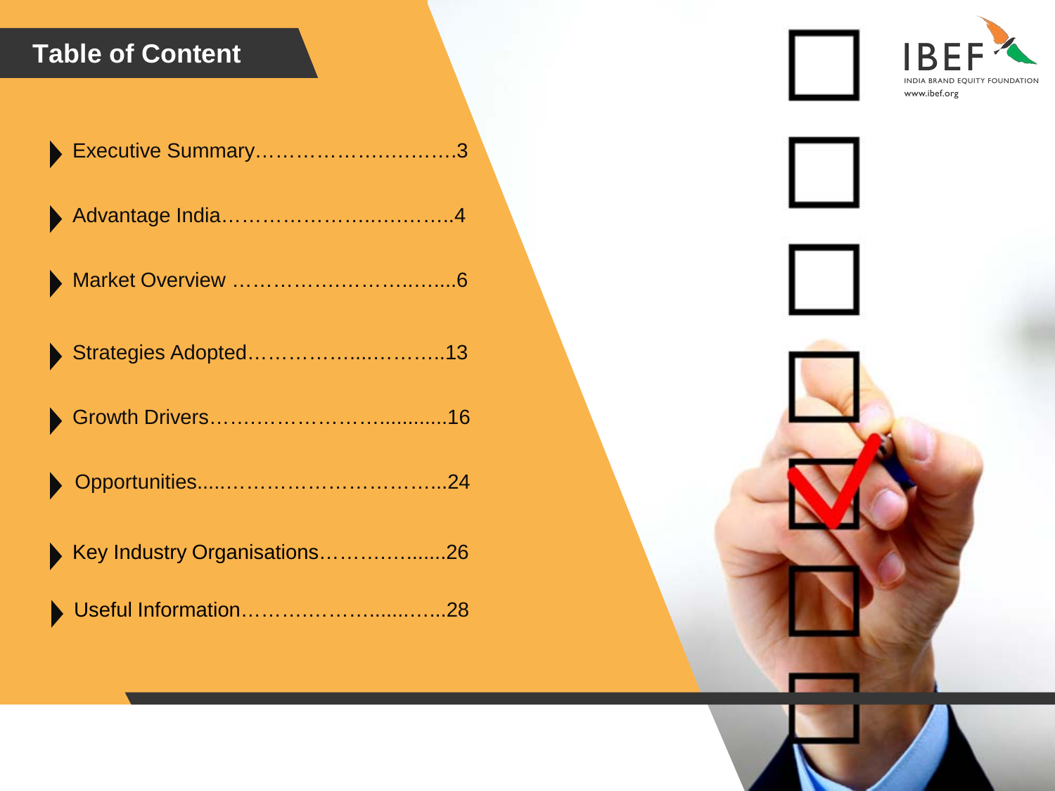# Table of Content

- Executive Summary…………………………3
- Advantage India……………………..………..4
- Market Overview ……………………..……...6
- Strategies Adopted……………....………..13
- Growth Drivers…………………….............16
- Opportunities.....………………………….....24
- Key Industry Organisations……………......26
- Useful Information………………......……..28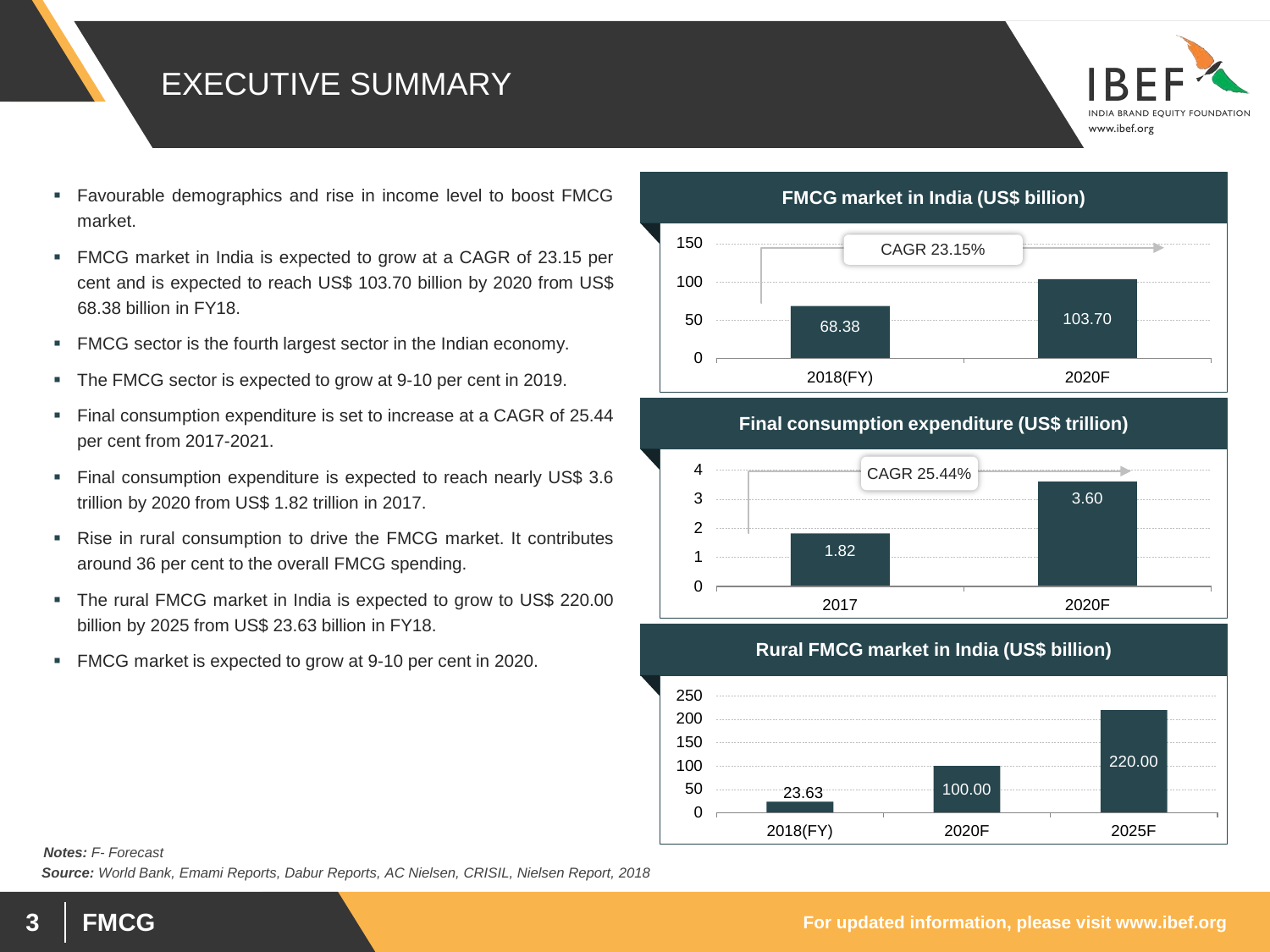# EXECUTIVE SUMMARY

- Favourable demographics and rise in income level to boost FMCG market.
- FMCG market in India is expected to grow at a CAGR of 23.15 per cent and is expected to reach US$ 103.70 billion by 2020 from US$ 68.38 billion in FY18.
- FMCG sector is the fourth largest sector in the Indian economy.
- The FMCG sector is expected to grow at 9-10 per cent in 2019.
- Final consumption expenditure is set to increase at a CAGR of 25.44 per cent from 2017-2021.
- Final consumption expenditure is expected to reach nearly US$ 3.6 trillion by 2020 from US$ 1.82 trillion in 2017.
- Rise in rural consumption to drive the FMCG market. It contributes around 36 per cent to the overall FMCG spending.
- The rural FMCG market in India is expected to grow to US$ 220.00 billion by 2025 from US$ 23.63 billion in FY18.
- FMCG market is expected to grow at 9-10 per cent in 2020.

**FMCG market in India (US$ billion)**

CAGR 23.15%

| Year | Value |
|---|---|
| 2018(FY) | 68.38 |
| 2020F | 103.70 |

**Final consumption expenditure (US$ trillion)**

CAGR 25.44%

| Year | Value |
|---|---|
| 2017 | 1.82 |
| 2020F | 3.60 |

**Rural FMCG market in India (US$ billion)**

| Year | Value |
|---|---|
| 2018(FY) | 23.63 |
| 2020F | 100.00 |
| 2025F | 220.00 |

***Notes:*** *F- Forecast*

***Source:*** *World Bank, Emami Reports, Dabur Reports, AC Nielsen, CRISIL, Nielsen Report, 2018*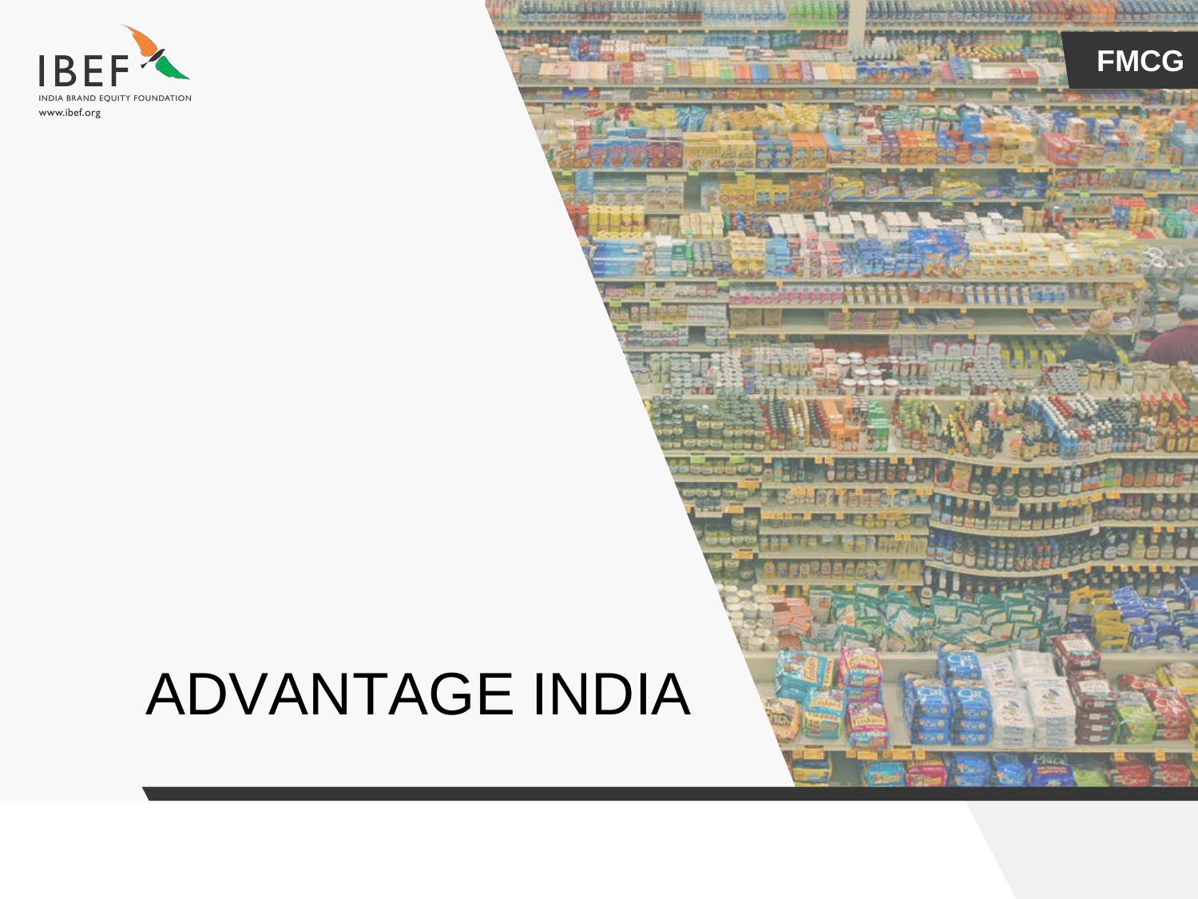# ADVANTAGE INDIA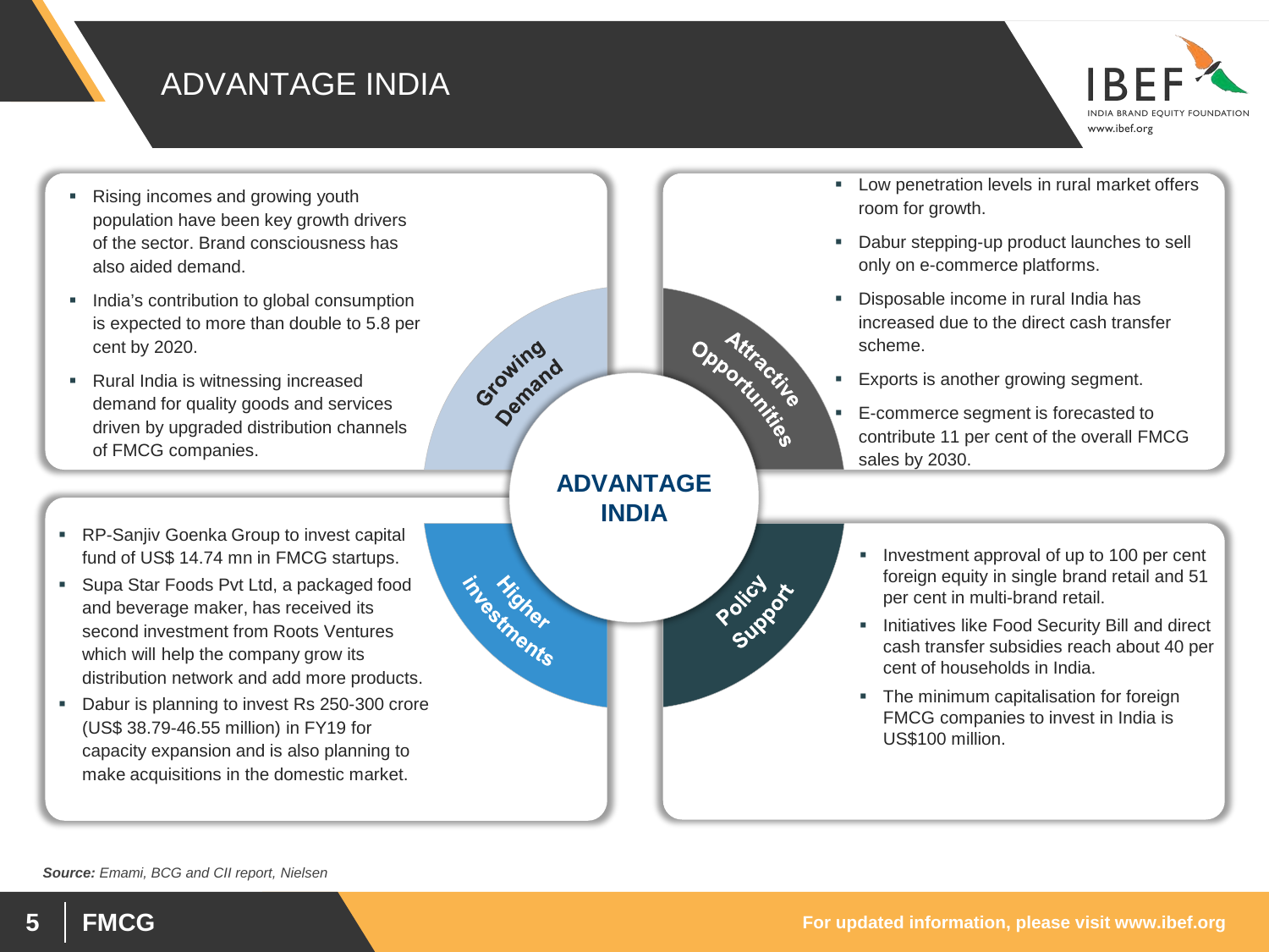# ADVANTAGE INDIA

## Growing Demand

- Rising incomes and growing youth population have been key growth drivers of the sector. Brand consciousness has also aided demand.
- India's contribution to global consumption is expected to more than double to 5.8 per cent by 2020.
- Rural India is witnessing increased demand for quality goods and services driven by upgraded distribution channels of FMCG companies.

## Attractive Opportunities

- Low penetration levels in rural market offers room for growth.
- Dabur stepping-up product launches to sell only on e-commerce platforms.
- Disposable income in rural India has increased due to the direct cash transfer scheme.
- Exports is another growing segment.
- E-commerce segment is forecasted to contribute 11 per cent of the overall FMCG sales by 2030.

## Higher investments

- RP-Sanjiv Goenka Group to invest capital fund of US$ 14.74 mn in FMCG startups.
- Supa Star Foods Pvt Ltd, a packaged food and beverage maker, has received its second investment from Roots Ventures which will help the company grow its distribution network and add more products.
- Dabur is planning to invest Rs 250-300 crore (US$ 38.79-46.55 million) in FY19 for capacity expansion and is also planning to make acquisitions in the domestic market.

## Policy Support

- Investment approval of up to 100 per cent foreign equity in single brand retail and 51 per cent in multi-brand retail.
- Initiatives like Food Security Bill and direct cash transfer subsidies reach about 40 per cent of households in India.
- The minimum capitalisation for foreign FMCG companies to invest in India is US$100 million.

***Source:*** *Emami, BCG and CII report, Nielsen*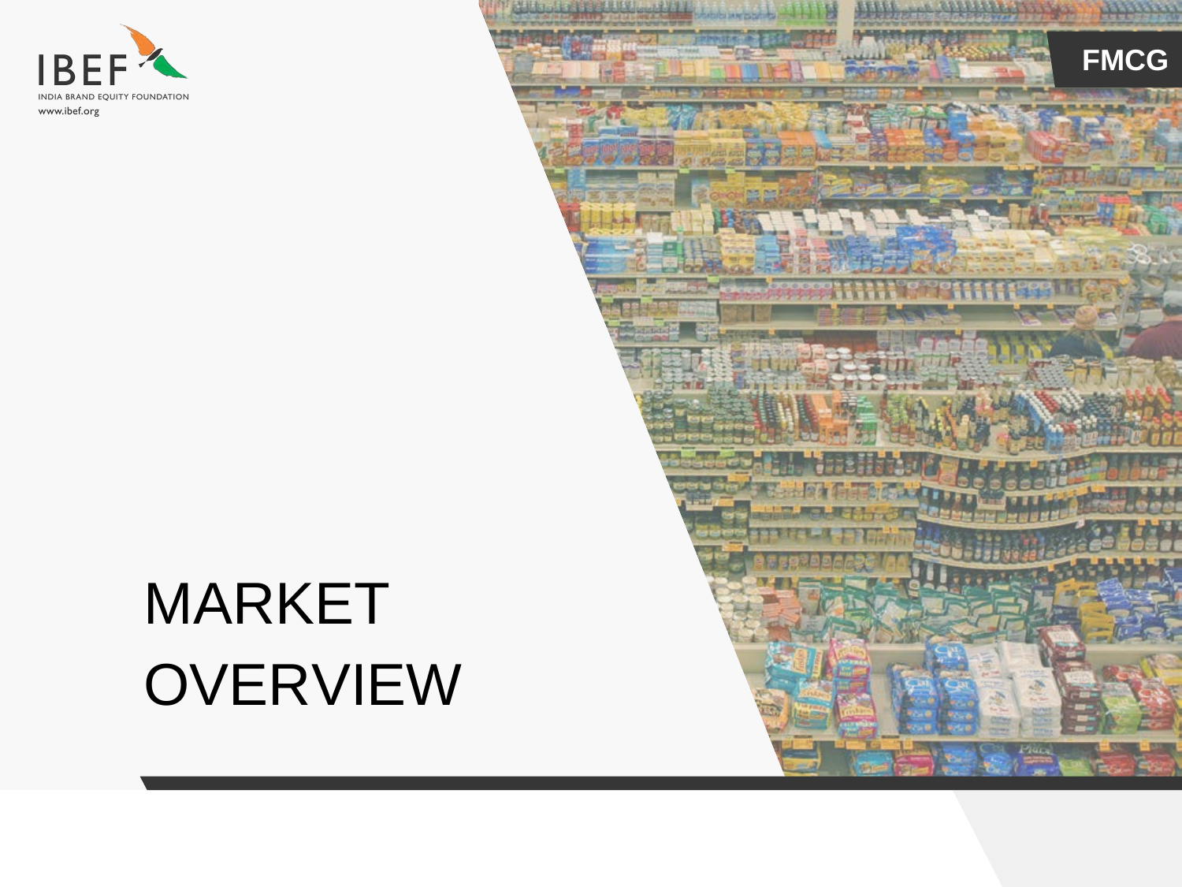# MARKET OVERVIEW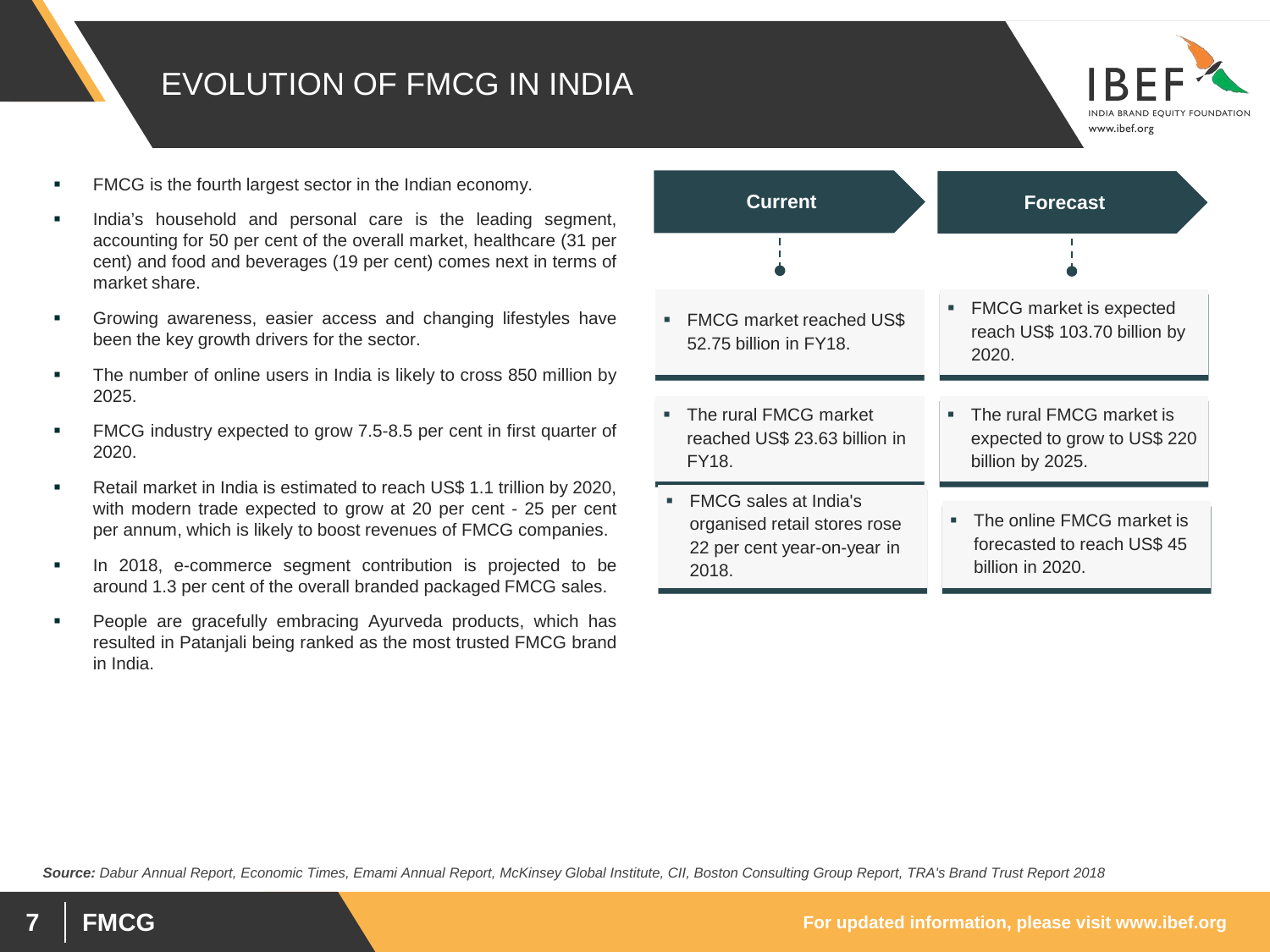# EVOLUTION OF FMCG IN INDIA

- FMCG is the fourth largest sector in the Indian economy.
- India's household and personal care is the leading segment, accounting for 50 per cent of the overall market, healthcare (31 per cent) and food and beverages (19 per cent) comes next in terms of market share.
- Growing awareness, easier access and changing lifestyles have been the key growth drivers for the sector.
- The number of online users in India is likely to cross 850 million by 2025.
- FMCG industry expected to grow 7.5-8.5 per cent in first quarter of 2020.
- Retail market in India is estimated to reach US$ 1.1 trillion by 2020, with modern trade expected to grow at 20 per cent - 25 per cent per annum, which is likely to boost revenues of FMCG companies.
- In 2018, e-commerce segment contribution is projected to be around 1.3 per cent of the overall branded packaged FMCG sales.
- People are gracefully embracing Ayurveda products, which has resulted in Patanjali being ranked as the most trusted FMCG brand in India.

| Current | Forecast |
|---|---|
| FMCG market reached US$ 52.75 billion in FY18. | FMCG market is expected reach US$ 103.70 billion by 2020. |
| The rural FMCG market reached US$ 23.63 billion in FY18. | The rural FMCG market is expected to grow to US$ 220 billion by 2025. |
| FMCG sales at India's organised retail stores rose 22 per cent year-on-year in 2018. | The online FMCG market is forecasted to reach US$ 45 billion in 2020. |

***Source:*** *Dabur Annual Report, Economic Times, Emami Annual Report, McKinsey Global Institute, CII, Boston Consulting Group Report, TRA's Brand Trust Report 2018*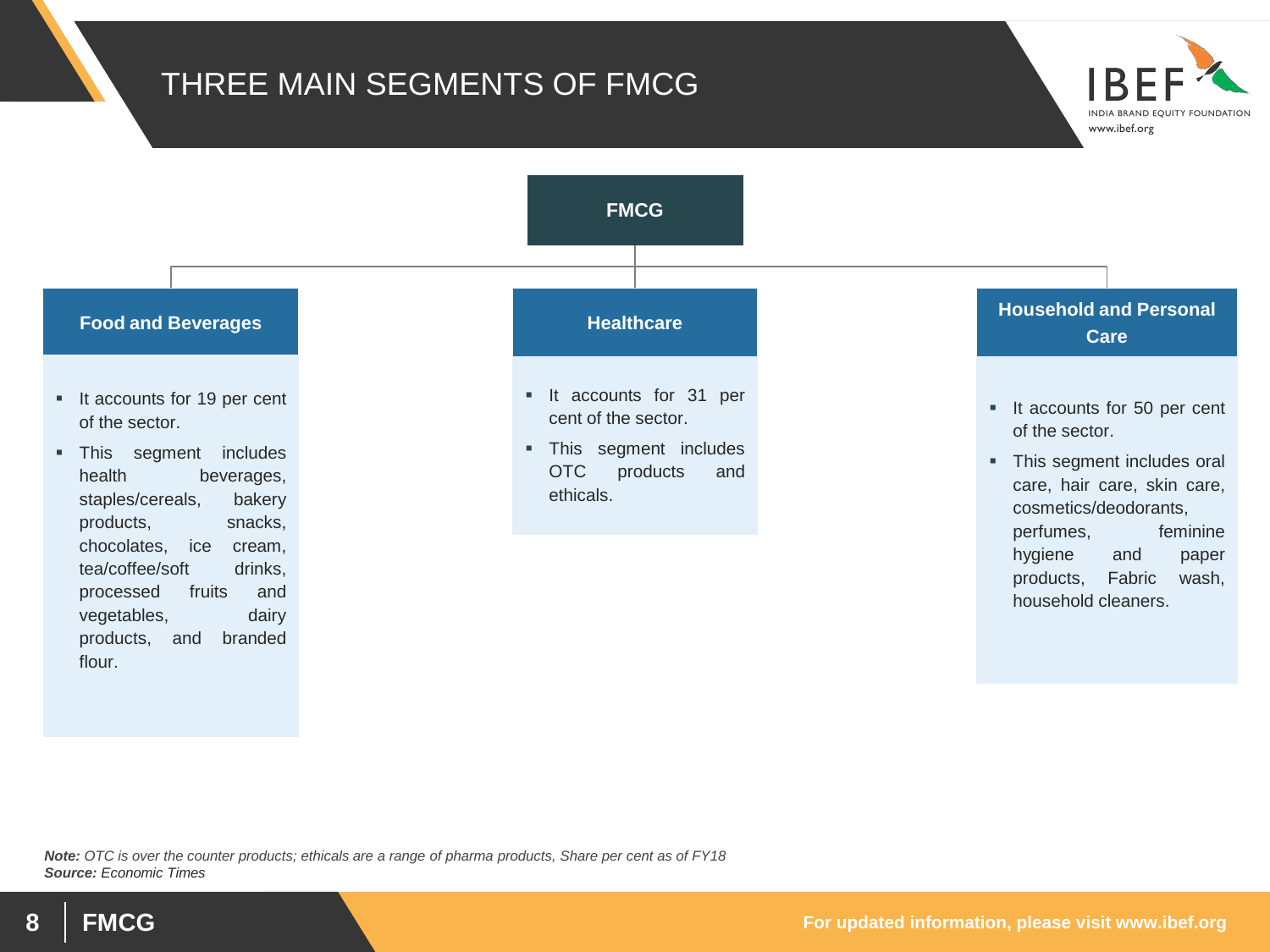# THREE MAIN SEGMENTS OF FMCG

**FMCG**

## Food and Beverages

- It accounts for 19 per cent of the sector.
- This segment includes health beverages, staples/cereals, bakery products, snacks, chocolates, ice cream, tea/coffee/soft drinks, processed fruits and vegetables, dairy products, and branded flour.

## Healthcare

- It accounts for 31 per cent of the sector.
- This segment includes OTC products and ethicals.

## Household and Personal Care

- It accounts for 50 per cent of the sector.
- This segment includes oral care, hair care, skin care, cosmetics/deodorants, perfumes, feminine hygiene and paper products, Fabric wash, household cleaners.

***Note:*** *OTC is over the counter products; ethicals are a range of pharma products, Share per cent as of FY18*
***Source:*** *Economic Times*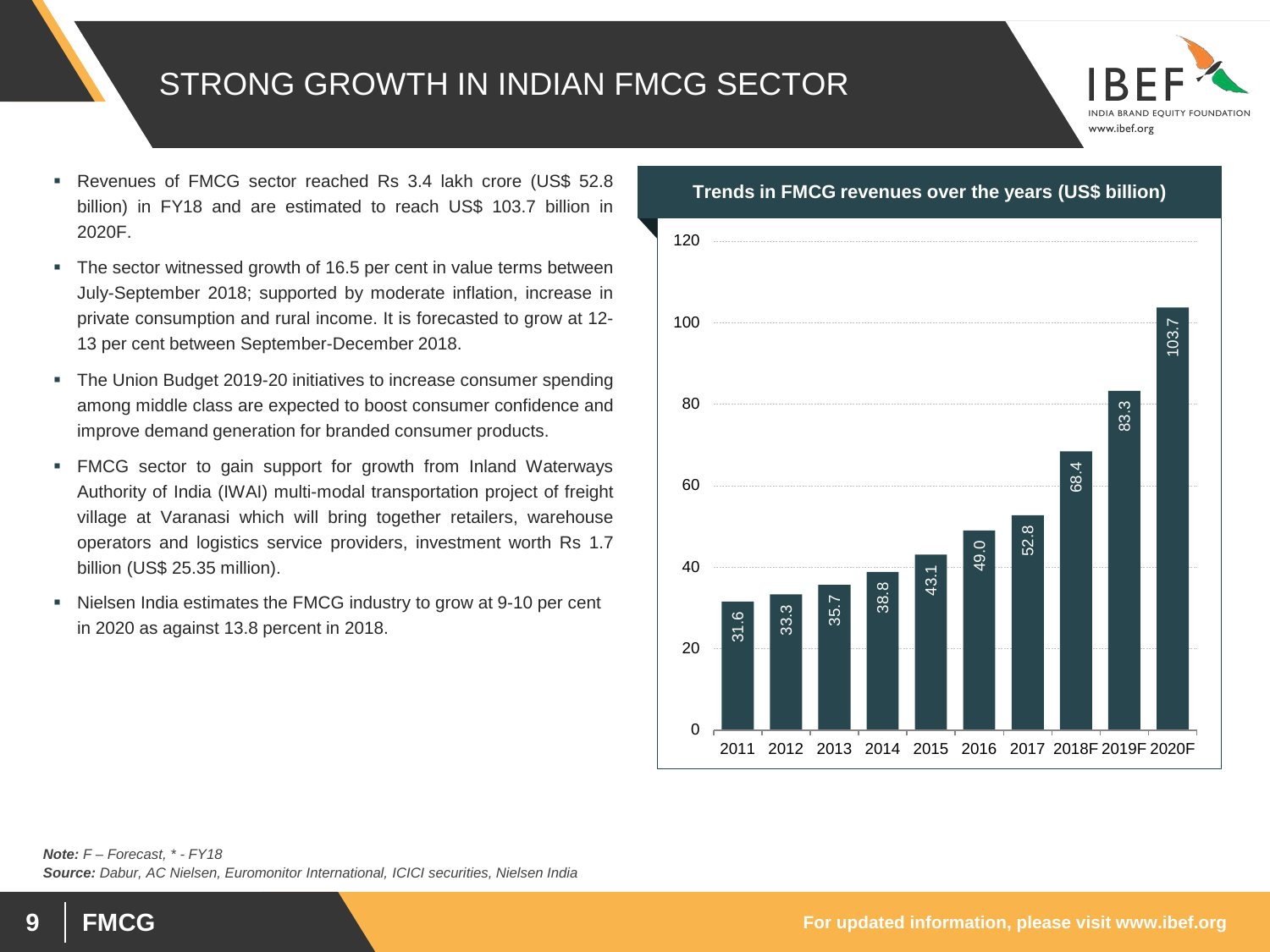# STRONG GROWTH IN INDIAN FMCG SECTOR

- Revenues of FMCG sector reached Rs 3.4 lakh crore (US$ 52.8 billion) in FY18 and are estimated to reach US$ 103.7 billion in 2020F.
- The sector witnessed growth of 16.5 per cent in value terms between July-September 2018; supported by moderate inflation, increase in private consumption and rural income. It is forecasted to grow at 12-13 per cent between September-December 2018.
- The Union Budget 2019-20 initiatives to increase consumer spending among middle class are expected to boost consumer confidence and improve demand generation for branded consumer products.
- FMCG sector to gain support for growth from Inland Waterways Authority of India (IWAI) multi-modal transportation project of freight village at Varanasi which will bring together retailers, warehouse operators and logistics service providers, investment worth Rs 1.7 billion (US$ 25.35 million).
- Nielsen India estimates the FMCG industry to grow at 9-10 per cent in 2020 as against 13.8 percent in 2018.

**Trends in FMCG revenues over the years (US$ billion)**

| Year | Revenue (US$ billion) |
|---|---|
| 2011 | 31.6 |
| 2012 | 33.3 |
| 2013 | 35.7 |
| 2014 | 38.8 |
| 2015 | 43.1 |
| 2016 | 49.0 |
| 2017 | 52.8 |
| 2018F | 68.4 |
| 2019F | 83.3 |
| 2020F | 103.7 |

***Note:*** *F – Forecast, * - FY18*
***Source:*** *Dabur, AC Nielsen, Euromonitor International, ICICI securities, Nielsen India*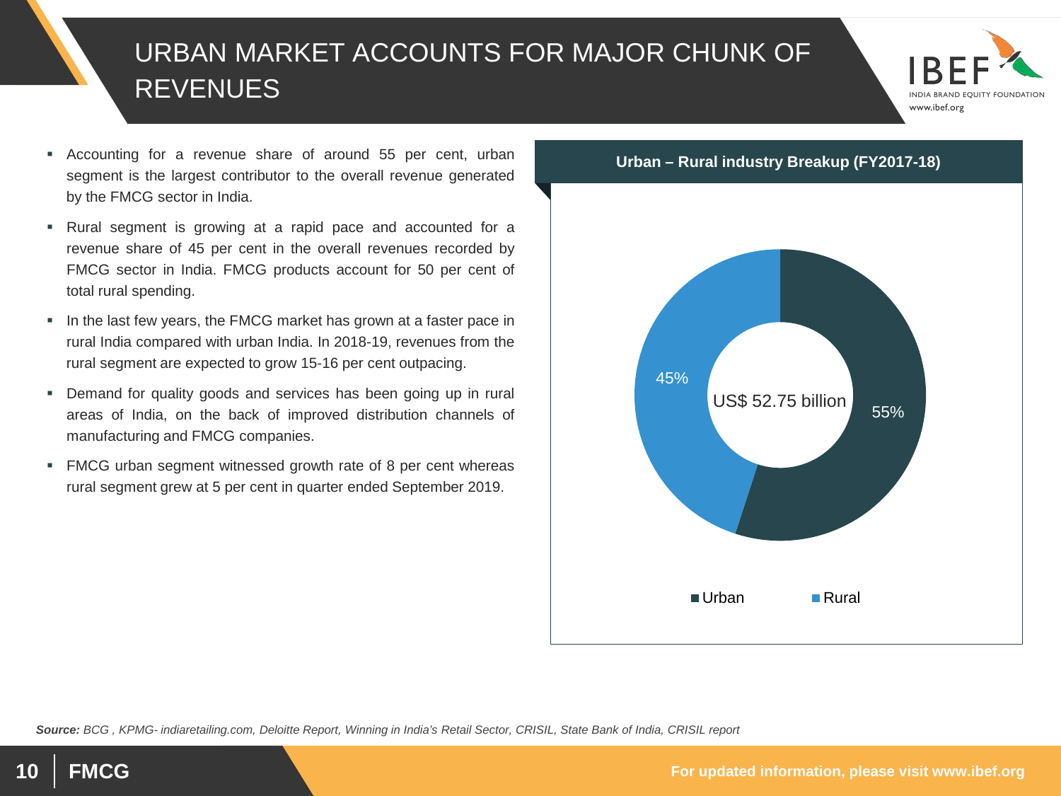# URBAN MARKET ACCOUNTS FOR MAJOR CHUNK OF REVENUES

- Accounting for a revenue share of around 55 per cent, urban segment is the largest contributor to the overall revenue generated by the FMCG sector in India.
- Rural segment is growing at a rapid pace and accounted for a revenue share of 45 per cent in the overall revenues recorded by FMCG sector in India. FMCG products account for 50 per cent of total rural spending.
- In the last few years, the FMCG market has grown at a faster pace in rural India compared with urban India. In 2018-19, revenues from the rural segment are expected to grow 15-16 per cent outpacing.
- Demand for quality goods and services has been going up in rural areas of India, on the back of improved distribution channels of manufacturing and FMCG companies.
- FMCG urban segment witnessed growth rate of 8 per cent whereas rural segment grew at 5 per cent in quarter ended September 2019.

**Urban – Rural industry Breakup (FY2017-18)**

US$ 52.75 billion

| Segment | Share |
|---|---|
| Urban | 55% |
| Rural | 45% |

***Source:*** *BCG , KPMG- indiaretailing.com, Deloitte Report, Winning in India's Retail Sector, CRISIL, State Bank of India, CRISIL report*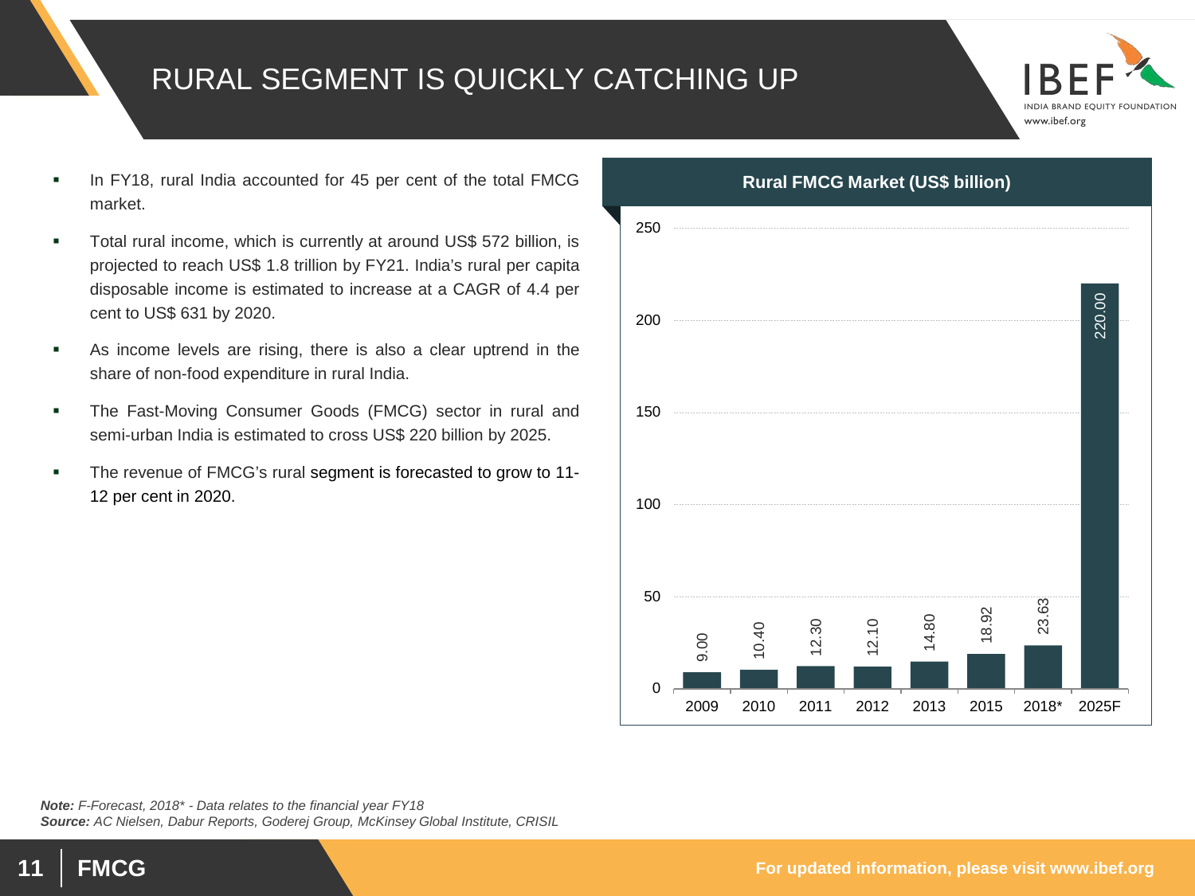# RURAL SEGMENT IS QUICKLY CATCHING UP

- In FY18, rural India accounted for 45 per cent of the total FMCG market.
- Total rural income, which is currently at around US$ 572 billion, is projected to reach US$ 1.8 trillion by FY21. India's rural per capita disposable income is estimated to increase at a CAGR of 4.4 per cent to US$ 631 by 2020.
- As income levels are rising, there is also a clear uptrend in the share of non-food expenditure in rural India.
- The Fast-Moving Consumer Goods (FMCG) sector in rural and semi-urban India is estimated to cross US$ 220 billion by 2025.
- The revenue of FMCG's rural segment is forecasted to grow to 11-12 per cent in 2020.

**Rural FMCG Market (US$ billion)**

| Year | US$ billion |
|---|---|
| 2009 | 9.00 |
| 2010 | 10.40 |
| 2011 | 12.30 |
| 2012 | 12.10 |
| 2013 | 14.80 |
| 2015 | 18.92 |
| 2018* | 23.63 |
| 2025F | 220.00 |

***Note:*** *F-Forecast, 2018\* - Data relates to the financial year FY18*
***Source:*** *AC Nielsen, Dabur Reports, Goderej Group, McKinsey Global Institute, CRISIL*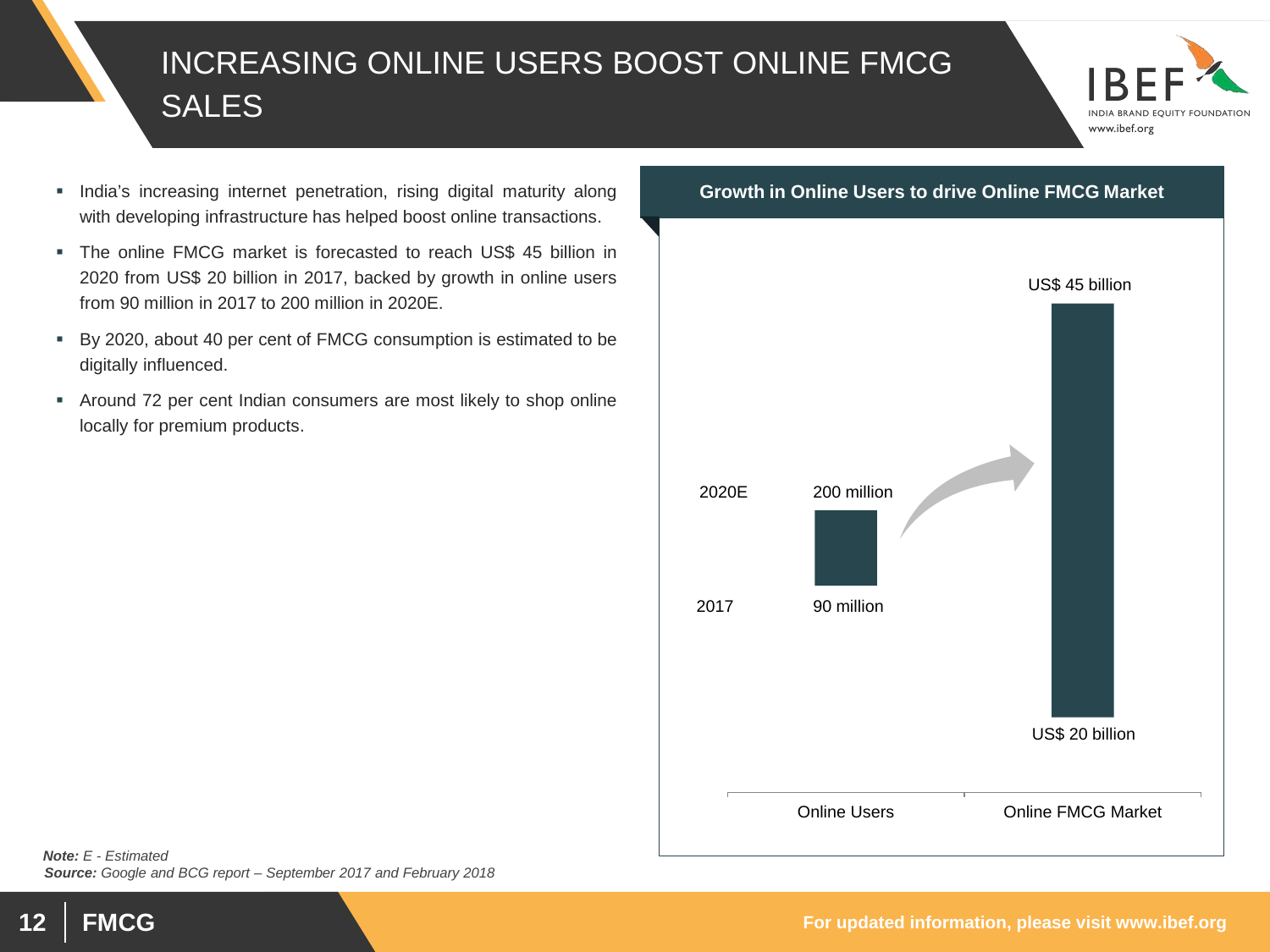# INCREASING ONLINE USERS BOOST ONLINE FMCG SALES

- India's increasing internet penetration, rising digital maturity along with developing infrastructure has helped boost online transactions.
- The online FMCG market is forecasted to reach US$ 45 billion in 2020 from US$ 20 billion in 2017, backed by growth in online users from 90 million in 2017 to 200 million in 2020E.
- By 2020, about 40 per cent of FMCG consumption is estimated to be digitally influenced.
- Around 72 per cent Indian consumers are most likely to shop online locally for premium products.

**Growth in Online Users to drive Online FMCG Market**

| | Online Users | Online FMCG Market |
|---|---|---|
| 2017 | 90 million | US$ 20 billion |
| 2020E | 200 million | US$ 45 billion |

***Note:*** *E - Estimated*
***Source:*** *Google and BCG report – September 2017 and February 2018*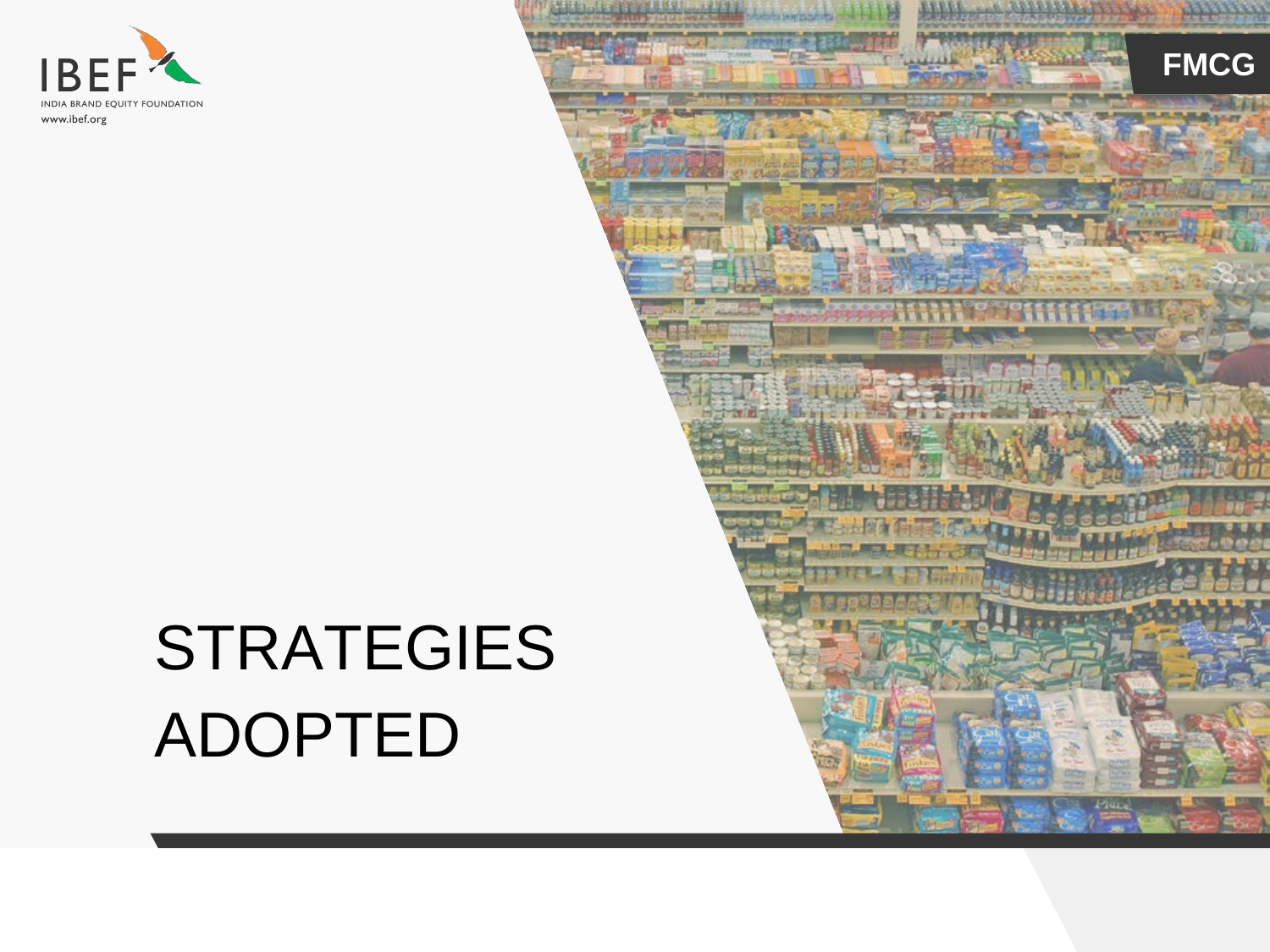# STRATEGIES ADOPTED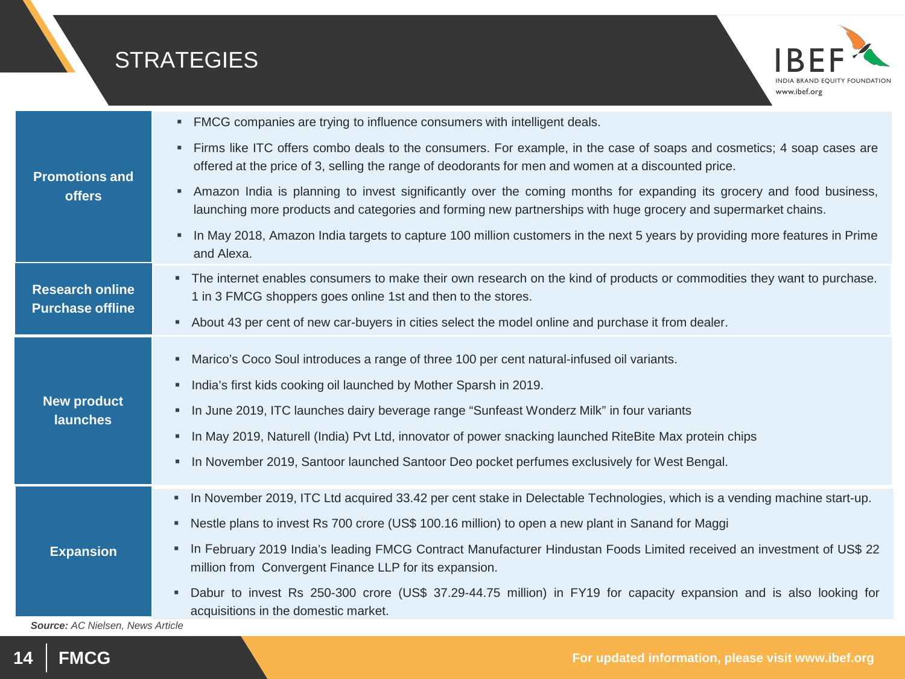# STRATEGIES

| | |
|---|---|
| **Promotions and offers** | ▪ FMCG companies are trying to influence consumers with intelligent deals.<br>▪ Firms like ITC offers combo deals to the consumers. For example, in the case of soaps and cosmetics; 4 soap cases are offered at the price of 3, selling the range of deodorants for men and women at a discounted price.<br>▪ Amazon India is planning to invest significantly over the coming months for expanding its grocery and food business, launching more products and categories and forming new partnerships with huge grocery and supermarket chains.<br>▪ In May 2018, Amazon India targets to capture 100 million customers in the next 5 years by providing more features in Prime and Alexa. |
| **Research online Purchase offline** | ▪ The internet enables consumers to make their own research on the kind of products or commodities they want to purchase. 1 in 3 FMCG shoppers goes online 1st and then to the stores.<br>▪ About 43 per cent of new car-buyers in cities select the model online and purchase it from dealer. |
| **New product launches** | ▪ Marico's Coco Soul introduces a range of three 100 per cent natural-infused oil variants.<br>▪ India's first kids cooking oil launched by Mother Sparsh in 2019.<br>▪ In June 2019, ITC launches dairy beverage range "Sunfeast Wonderz Milk" in four variants<br>▪ In May 2019, Naturell (India) Pvt Ltd, innovator of power snacking launched RiteBite Max protein chips<br>▪ In November 2019, Santoor launched Santoor Deo pocket perfumes exclusively for West Bengal. |
| **Expansion** | ▪ In November 2019, ITC Ltd acquired 33.42 per cent stake in Delectable Technologies, which is a vending machine start-up.<br>▪ Nestle plans to invest Rs 700 crore (US$ 100.16 million) to open a new plant in Sanand for Maggi<br>▪ In February 2019 India's leading FMCG Contract Manufacturer Hindustan Foods Limited received an investment of US$ 22 million from Convergent Finance LLP for its expansion.<br>▪ Dabur to invest Rs 250-300 crore (US$ 37.29-44.75 million) in FY19 for capacity expansion and is also looking for acquisitions in the domestic market. |

***Source:*** *AC Nielsen, News Article*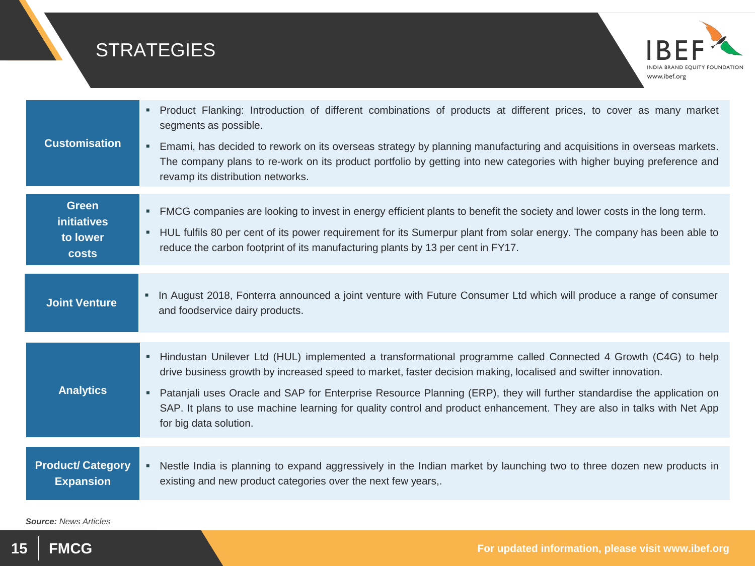# STRATEGIES

| | |
|---|---|
| **Customisation** | ▪ Product Flanking: Introduction of different combinations of products at different prices, to cover as many market segments as possible.<br>▪ Emami, has decided to rework on its overseas strategy by planning manufacturing and acquisitions in overseas markets. The company plans to re-work on its product portfolio by getting into new categories with higher buying preference and revamp its distribution networks. |
| **Green initiatives to lower costs** | ▪ FMCG companies are looking to invest in energy efficient plants to benefit the society and lower costs in the long term.<br>▪ HUL fulfils 80 per cent of its power requirement for its Sumerpur plant from solar energy. The company has been able to reduce the carbon footprint of its manufacturing plants by 13 per cent in FY17. |
| **Joint Venture** | ▪ In August 2018, Fonterra announced a joint venture with Future Consumer Ltd which will produce a range of consumer and foodservice dairy products. |
| **Analytics** | ▪ Hindustan Unilever Ltd (HUL) implemented a transformational programme called Connected 4 Growth (C4G) to help drive business growth by increased speed to market, faster decision making, localised and swifter innovation.<br>▪ Patanjali uses Oracle and SAP for Enterprise Resource Planning (ERP), they will further standardise the application on SAP. It plans to use machine learning for quality control and product enhancement. They are also in talks with Net App for big data solution. |
| **Product/ Category Expansion** | ▪ Nestle India is planning to expand aggressively in the Indian market by launching two to three dozen new products in existing and new product categories over the next few years,. |

***Source:*** *News Articles*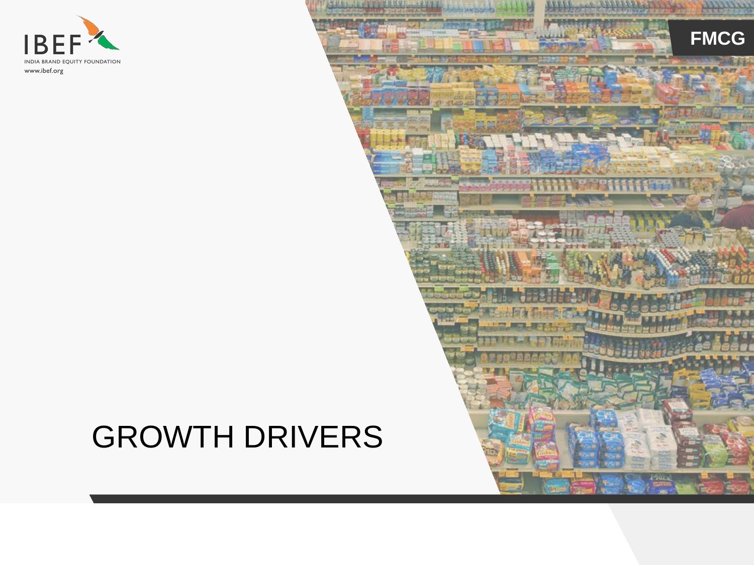# GROWTH DRIVERS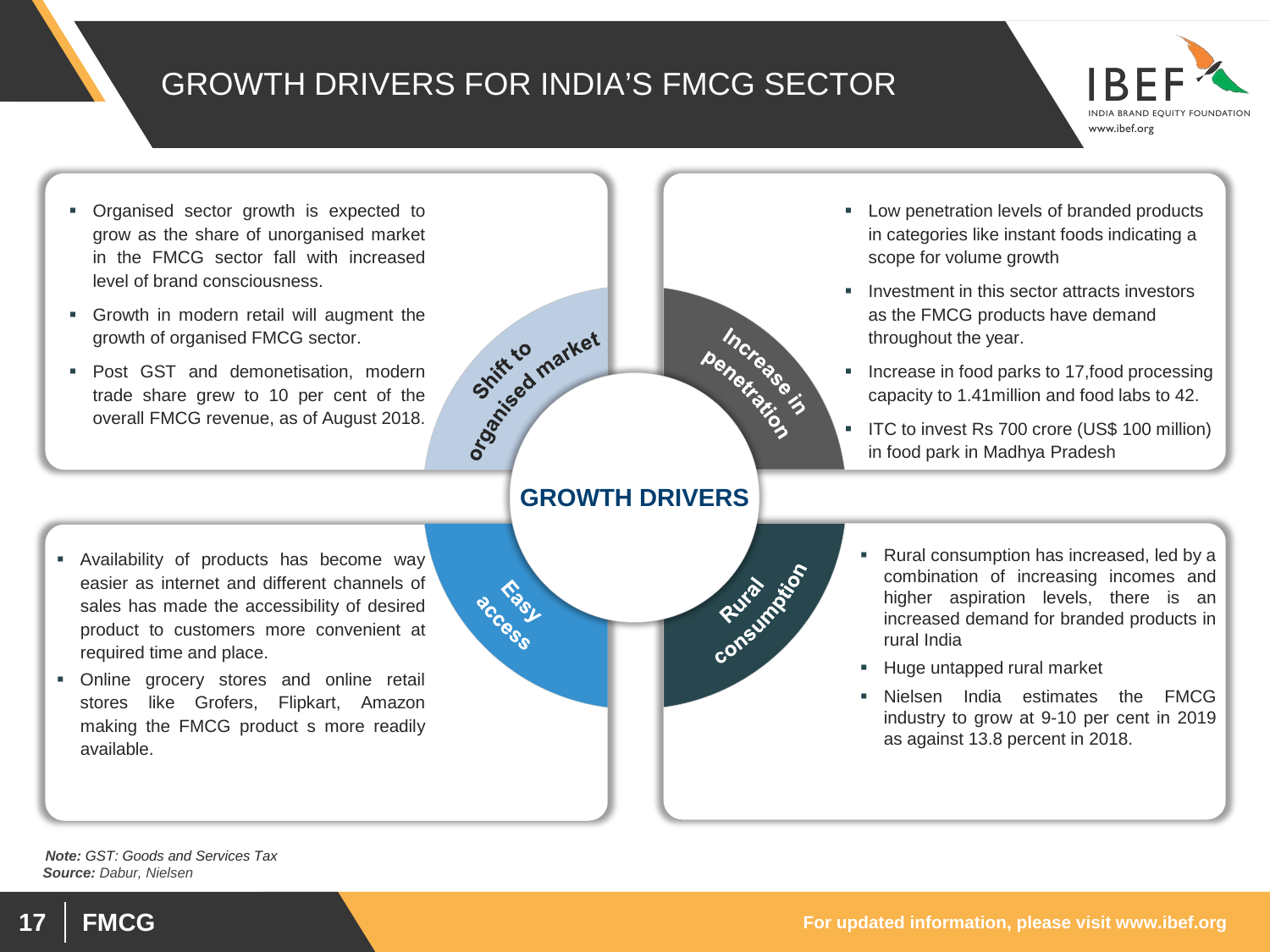# GROWTH DRIVERS FOR INDIA'S FMCG SECTOR

## GROWTH DRIVERS

### Shift to organised market

- Organised sector growth is expected to grow as the share of unorganised market in the FMCG sector fall with increased level of brand consciousness.
- Growth in modern retail will augment the growth of organised FMCG sector.
- Post GST and demonetisation, modern trade share grew to 10 per cent of the overall FMCG revenue, as of August 2018.

### Increase in penetration

- Low penetration levels of branded products in categories like instant foods indicating a scope for volume growth
- Investment in this sector attracts investors as the FMCG products have demand throughout the year.
- Increase in food parks to 17,food processing capacity to 1.41million and food labs to 42.
- ITC to invest Rs 700 crore (US$ 100 million) in food park in Madhya Pradesh

### Easy access

- Availability of products has become way easier as internet and different channels of sales has made the accessibility of desired product to customers more convenient at required time and place.
- Online grocery stores and online retail stores like Grofers, Flipkart, Amazon making the FMCG product s more readily available.

### Rural consumption

- Rural consumption has increased, led by a combination of increasing incomes and higher aspiration levels, there is an increased demand for branded products in rural India
- Huge untapped rural market
- Nielsen India estimates the FMCG industry to grow at 9-10 per cent in 2019 as against 13.8 percent in 2018.

***Note:*** *GST: Goods and Services Tax*
***Source:*** *Dabur, Nielsen*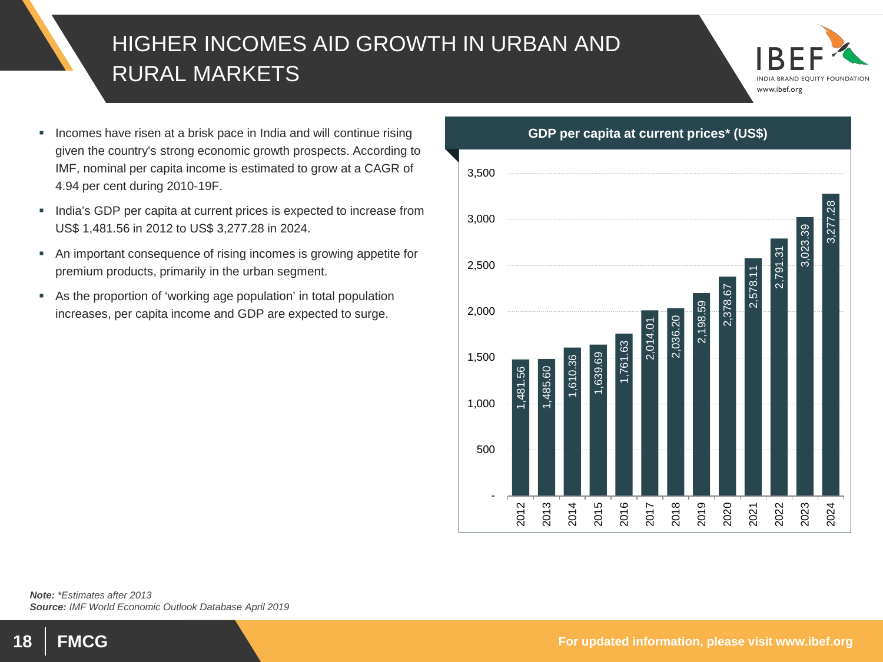# HIGHER INCOMES AID GROWTH IN URBAN AND RURAL MARKETS

- Incomes have risen at a brisk pace in India and will continue rising given the country's strong economic growth prospects. According to IMF, nominal per capita income is estimated to grow at a CAGR of 4.94 per cent during 2010-19F.
- India's GDP per capita at current prices is expected to increase from US$ 1,481.56 in 2012 to US$ 3,277.28 in 2024.
- An important consequence of rising incomes is growing appetite for premium products, primarily in the urban segment.
- As the proportion of 'working age population' in total population increases, per capita income and GDP are expected to surge.

**GDP per capita at current prices* (US$)**

| Year | GDP per capita (US$) |
|---|---|
| 2012 | 1,481.56 |
| 2013 | 1,485.60 |
| 2014 | 1,610.36 |
| 2015 | 1,639.69 |
| 2016 | 1,761.63 |
| 2017 | 2,014.01 |
| 2018 | 2,036.20 |
| 2019 | 2,198.59 |
| 2020 | 2,378.67 |
| 2021 | 2,578.11 |
| 2022 | 2,791.31 |
| 2023 | 3,023.39 |
| 2024 | 3,277.28 |

***Note:*** **Estimates after 2013*
***Source:*** *IMF World Economic Outlook Database April 2019*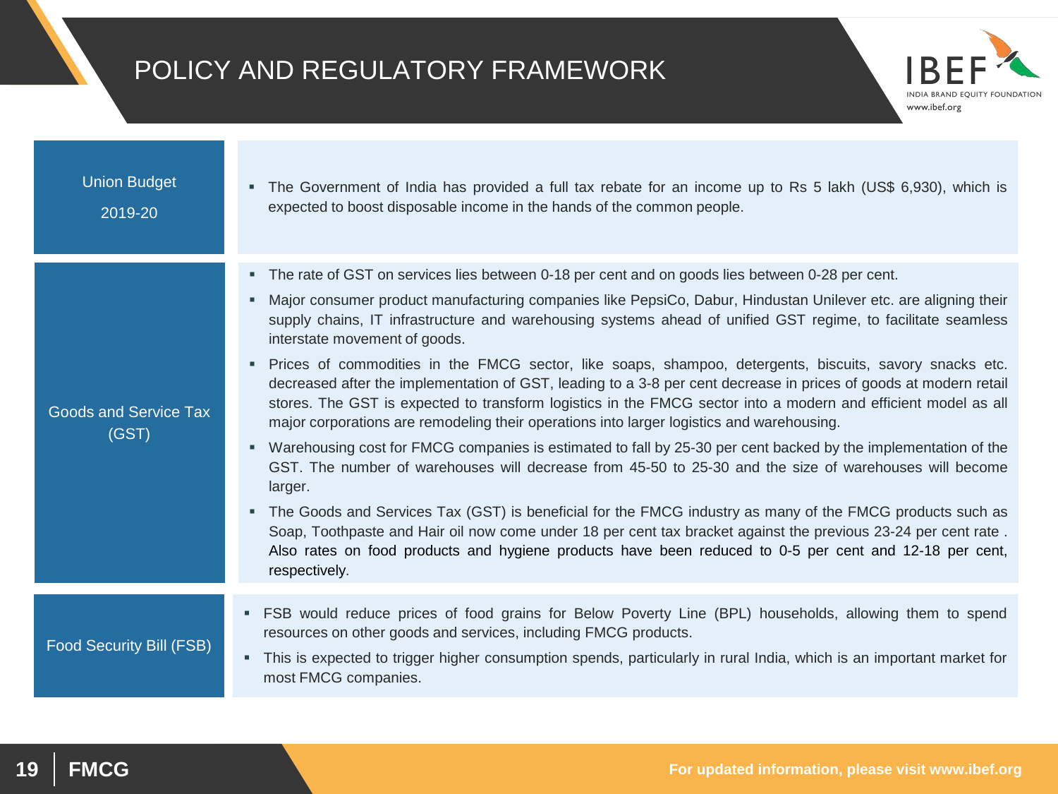# POLICY AND REGULATORY FRAMEWORK

| | |
|---|---|
| Union Budget 2019-20 | ▪ The Government of India has provided a full tax rebate for an income up to Rs 5 lakh (US$ 6,930), which is expected to boost disposable income in the hands of the common people. |
| Goods and Service Tax (GST) | ▪ The rate of GST on services lies between 0-18 per cent and on goods lies between 0-28 per cent.<br>▪ Major consumer product manufacturing companies like PepsiCo, Dabur, Hindustan Unilever etc. are aligning their supply chains, IT infrastructure and warehousing systems ahead of unified GST regime, to facilitate seamless interstate movement of goods.<br>▪ Prices of commodities in the FMCG sector, like soaps, shampoo, detergents, biscuits, savory snacks etc. decreased after the implementation of GST, leading to a 3-8 per cent decrease in prices of goods at modern retail stores. The GST is expected to transform logistics in the FMCG sector into a modern and efficient model as all major corporations are remodeling their operations into larger logistics and warehousing.<br>▪ Warehousing cost for FMCG companies is estimated to fall by 25-30 per cent backed by the implementation of the GST. The number of warehouses will decrease from 45-50 to 25-30 and the size of warehouses will become larger.<br>▪ The Goods and Services Tax (GST) is beneficial for the FMCG industry as many of the FMCG products such as Soap, Toothpaste and Hair oil now come under 18 per cent tax bracket against the previous 23-24 per cent rate . Also rates on food products and hygiene products have been reduced to 0-5 per cent and 12-18 per cent, respectively. |
| Food Security Bill (FSB) | ▪ FSB would reduce prices of food grains for Below Poverty Line (BPL) households, allowing them to spend resources on other goods and services, including FMCG products.<br>▪ This is expected to trigger higher consumption spends, particularly in rural India, which is an important market for most FMCG companies. |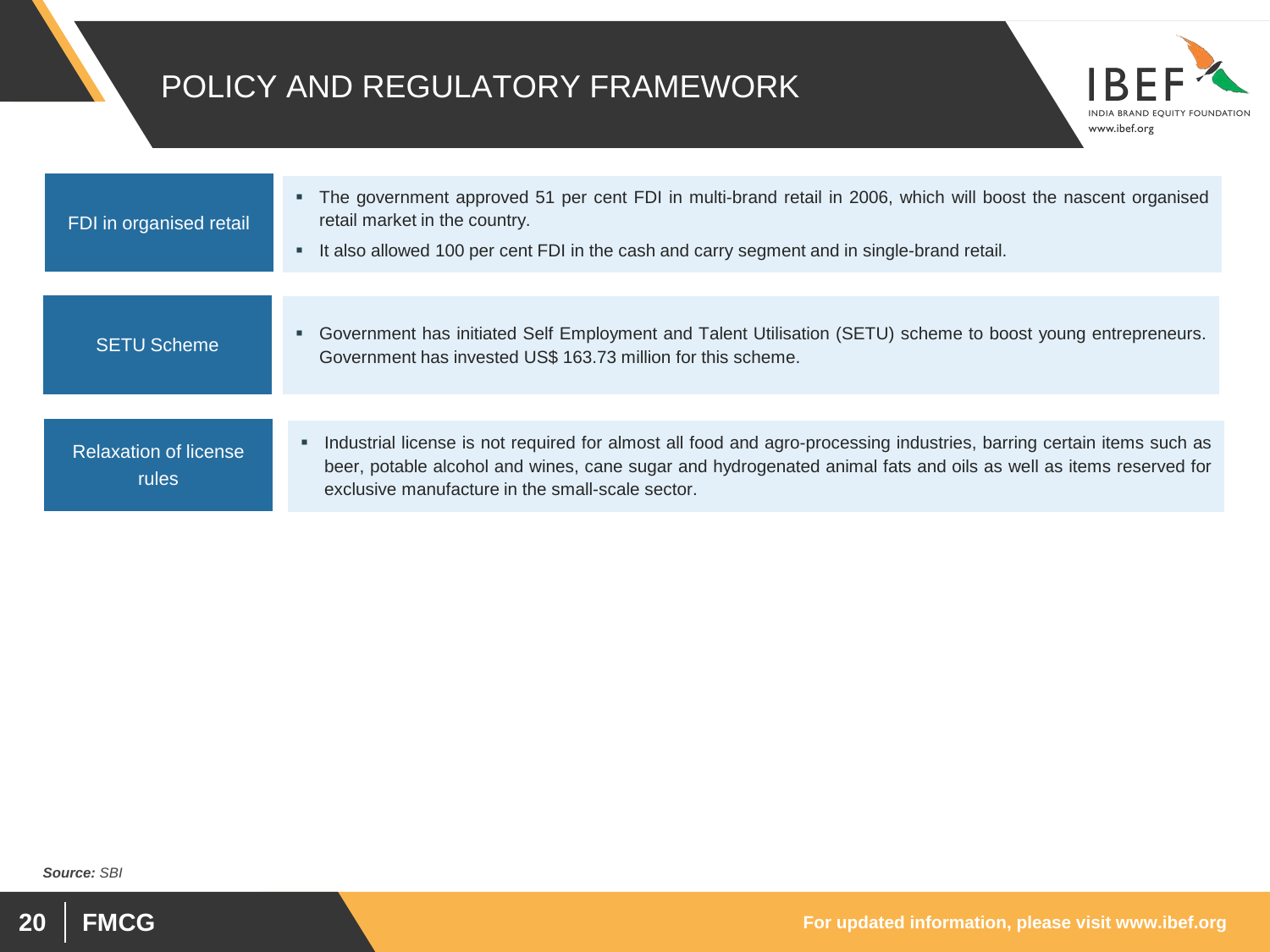# POLICY AND REGULATORY FRAMEWORK

| | |
|---|---|
| FDI in organised retail | ▪ The government approved 51 per cent FDI in multi-brand retail in 2006, which will boost the nascent organised retail market in the country.<br>▪ It also allowed 100 per cent FDI in the cash and carry segment and in single-brand retail. |
| SETU Scheme | ▪ Government has initiated Self Employment and Talent Utilisation (SETU) scheme to boost young entrepreneurs. Government has invested US$ 163.73 million for this scheme. |
| Relaxation of license rules | ▪ Industrial license is not required for almost all food and agro-processing industries, barring certain items such as beer, potable alcohol and wines, cane sugar and hydrogenated animal fats and oils as well as items reserved for exclusive manufacture in the small-scale sector. |

***Source:*** *SBI*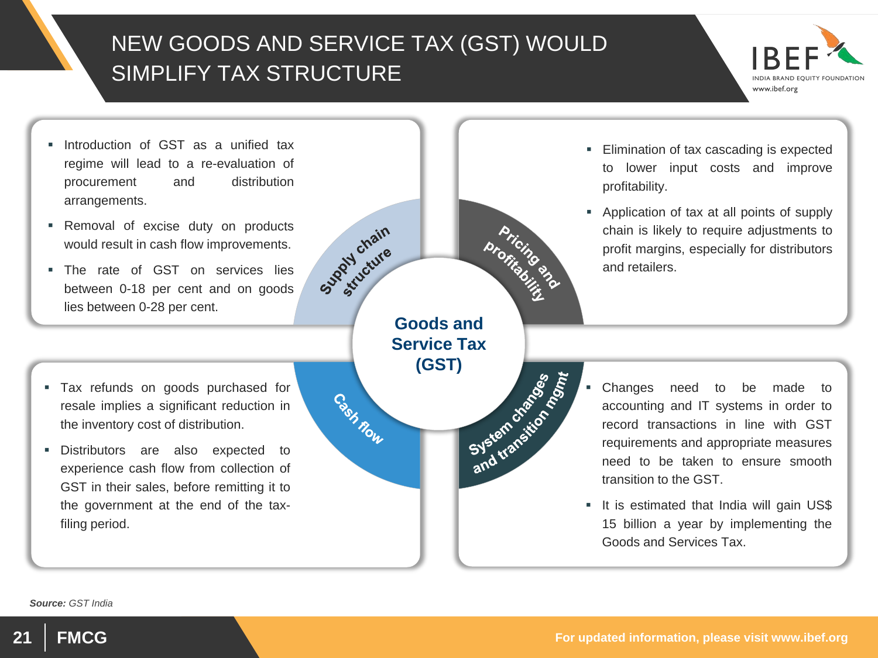# NEW GOODS AND SERVICE TAX (GST) WOULD SIMPLIFY TAX STRUCTURE

## Goods and Service Tax (GST)

### Supply chain structure

- Introduction of GST as a unified tax regime will lead to a re-evaluation of procurement and distribution arrangements.
- Removal of excise duty on products would result in cash flow improvements.
- The rate of GST on services lies between 0-18 per cent and on goods lies between 0-28 per cent.

### Pricing and profitability

- Elimination of tax cascading is expected to lower input costs and improve profitability.
- Application of tax at all points of supply chain is likely to require adjustments to profit margins, especially for distributors and retailers.

### Cash flow

- Tax refunds on goods purchased for resale implies a significant reduction in the inventory cost of distribution.
- Distributors are also expected to experience cash flow from collection of GST in their sales, before remitting it to the government at the end of the tax-filing period.

### System changes and transition mgmt

- Changes need to be made to accounting and IT systems in order to record transactions in line with GST requirements and appropriate measures need to be taken to ensure smooth transition to the GST.
- It is estimated that India will gain US$ 15 billion a year by implementing the Goods and Services Tax.

***Source:*** *GST India*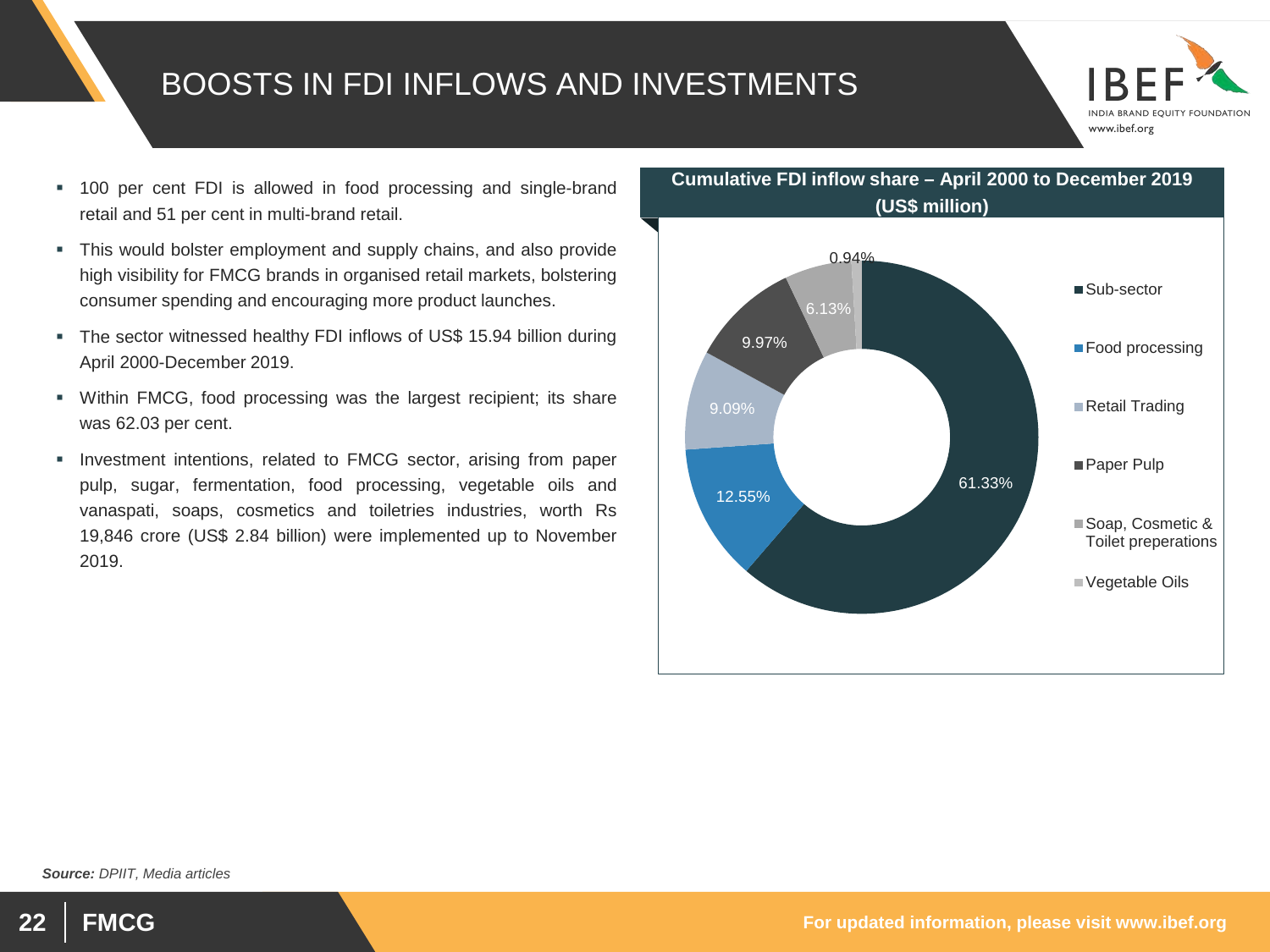# BOOSTS IN FDI INFLOWS AND INVESTMENTS

- 100 per cent FDI is allowed in food processing and single-brand retail and 51 per cent in multi-brand retail.
- This would bolster employment and supply chains, and also provide high visibility for FMCG brands in organised retail markets, bolstering consumer spending and encouraging more product launches.
- The sector witnessed healthy FDI inflows of US$ 15.94 billion during April 2000-December 2019.
- Within FMCG, food processing was the largest recipient; its share was 62.03 per cent.
- Investment intentions, related to FMCG sector, arising from paper pulp, sugar, fermentation, food processing, vegetable oils and vanaspati, soaps, cosmetics and toiletries industries, worth Rs 19,846 crore (US$ 2.84 billion) were implemented up to November 2019.

**Cumulative FDI inflow share – April 2000 to December 2019 (US$ million)**

| Sub-sector | Share |
|---|---|
| Food processing | 61.33% |
| Retail Trading | 12.55% |
| Paper Pulp | 9.09% |
| Soap, Cosmetic & Toilet preperations | 9.97% |
| Vegetable Oils | 6.13% |
| | 0.94% |

*Source:* *DPIIT, Media articles*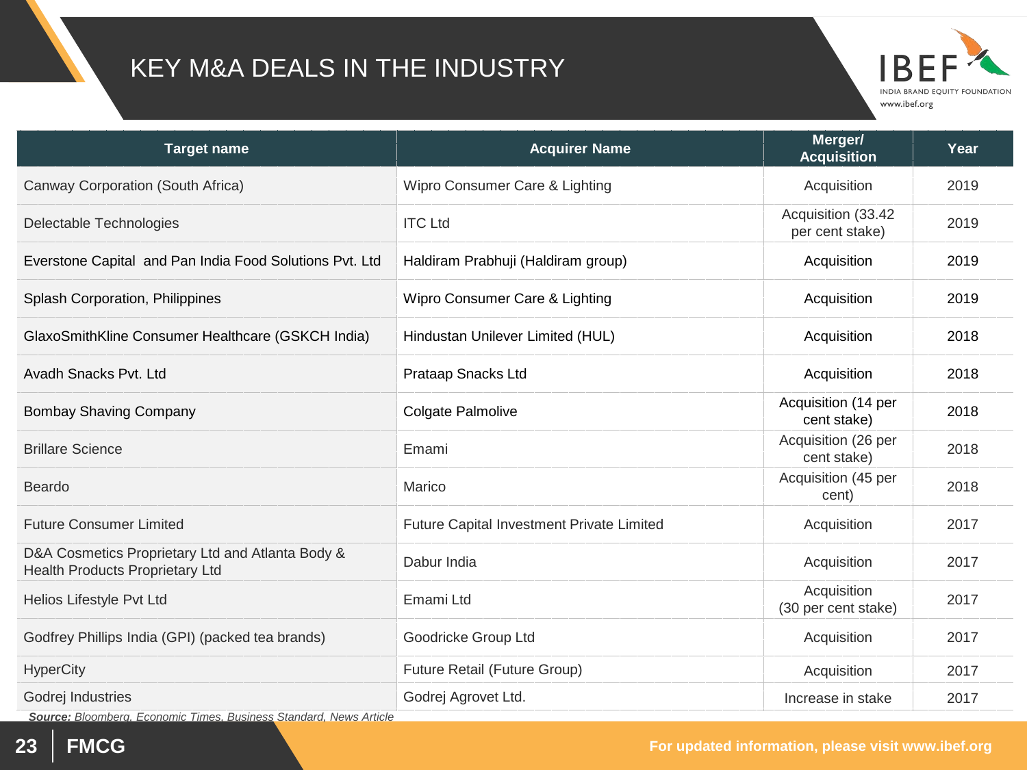# KEY M&A DEALS IN THE INDUSTRY

| Target name | Acquirer Name | Merger/ Acquisition | Year |
|---|---|---|---|
| Canway Corporation (South Africa) | Wipro Consumer Care & Lighting | Acquisition | 2019 |
| Delectable Technologies | ITC Ltd | Acquisition (33.42 per cent stake) | 2019 |
| Everstone Capital and Pan India Food Solutions Pvt. Ltd | Haldiram Prabhuji (Haldiram group) | Acquisition | 2019 |
| Splash Corporation, Philippines | Wipro Consumer Care & Lighting | Acquisition | 2019 |
| GlaxoSmithKline Consumer Healthcare (GSKCH India) | Hindustan Unilever Limited (HUL) | Acquisition | 2018 |
| Avadh Snacks Pvt. Ltd | Prataap Snacks Ltd | Acquisition | 2018 |
| Bombay Shaving Company | Colgate Palmolive | Acquisition (14 per cent stake) | 2018 |
| Brillare Science | Emami | Acquisition (26 per cent stake) | 2018 |
| Beardo | Marico | Acquisition (45 per cent) | 2018 |
| Future Consumer Limited | Future Capital Investment Private Limited | Acquisition | 2017 |
| D&A Cosmetics Proprietary Ltd and Atlanta Body & Health Products Proprietary Ltd | Dabur India | Acquisition | 2017 |
| Helios Lifestyle Pvt Ltd | Emami Ltd | Acquisition (30 per cent stake) | 2017 |
| Godfrey Phillips India (GPI) (packed tea brands) | Goodricke Group Ltd | Acquisition | 2017 |
| HyperCity | Future Retail (Future Group) | Acquisition | 2017 |
| Godrej Industries | Godrej Agrovet Ltd. | Increase in stake | 2017 |

***Source:*** *Bloomberg, Economic Times, Business Standard, News Article*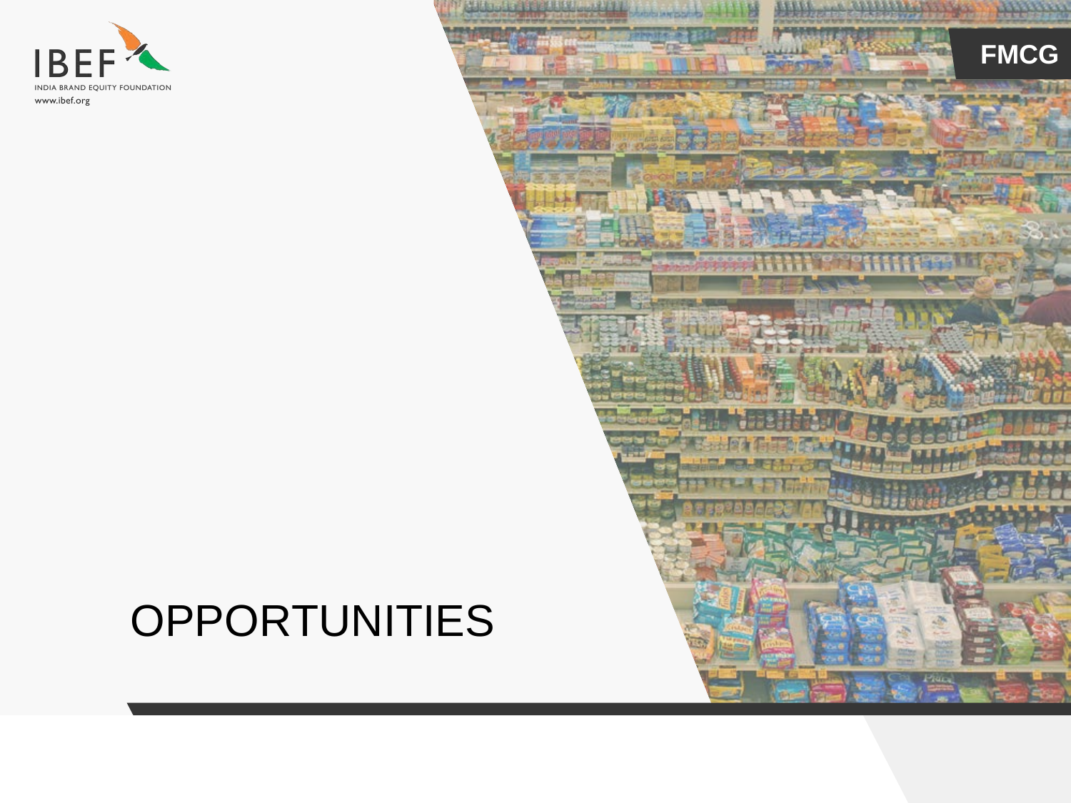# OPPORTUNITIES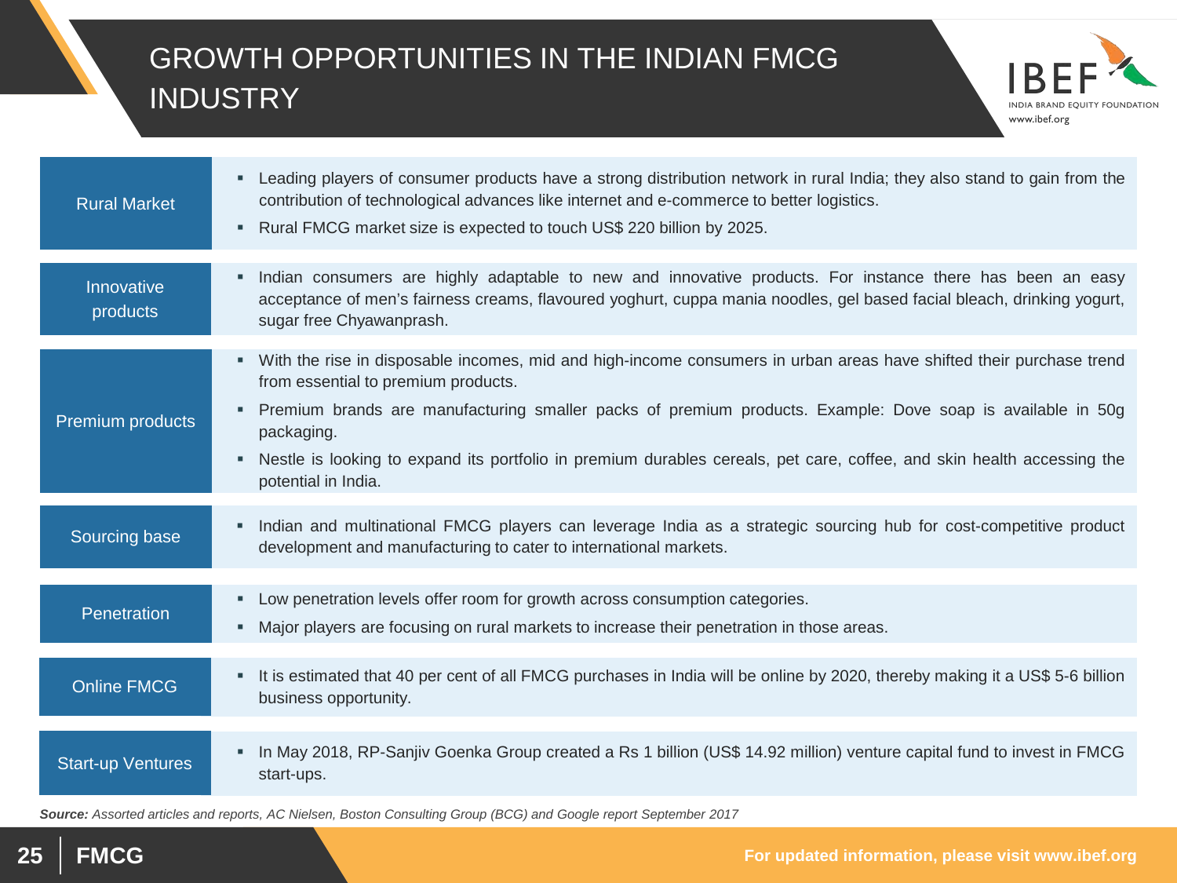# GROWTH OPPORTUNITIES IN THE INDIAN FMCG INDUSTRY

| | |
|---|---|
| Rural Market | ▪ Leading players of consumer products have a strong distribution network in rural India; they also stand to gain from the contribution of technological advances like internet and e-commerce to better logistics.<br>▪ Rural FMCG market size is expected to touch US$ 220 billion by 2025. |
| Innovative products | ▪ Indian consumers are highly adaptable to new and innovative products. For instance there has been an easy acceptance of men's fairness creams, flavoured yoghurt, cuppa mania noodles, gel based facial bleach, drinking yogurt, sugar free Chyawanprash. |
| Premium products | ▪ With the rise in disposable incomes, mid and high-income consumers in urban areas have shifted their purchase trend from essential to premium products.<br>▪ Premium brands are manufacturing smaller packs of premium products. Example: Dove soap is available in 50g packaging.<br>▪ Nestle is looking to expand its portfolio in premium durables cereals, pet care, coffee, and skin health accessing the potential in India. |
| Sourcing base | ▪ Indian and multinational FMCG players can leverage India as a strategic sourcing hub for cost-competitive product development and manufacturing to cater to international markets. |
| Penetration | ▪ Low penetration levels offer room for growth across consumption categories.<br>▪ Major players are focusing on rural markets to increase their penetration in those areas. |
| Online FMCG | ▪ It is estimated that 40 per cent of all FMCG purchases in India will be online by 2020, thereby making it a US$ 5-6 billion business opportunity. |
| Start-up Ventures | ▪ In May 2018, RP-Sanjiv Goenka Group created a Rs 1 billion (US$ 14.92 million) venture capital fund to invest in FMCG start-ups. |

***Source:*** *Assorted articles and reports, AC Nielsen, Boston Consulting Group (BCG) and Google report September 2017*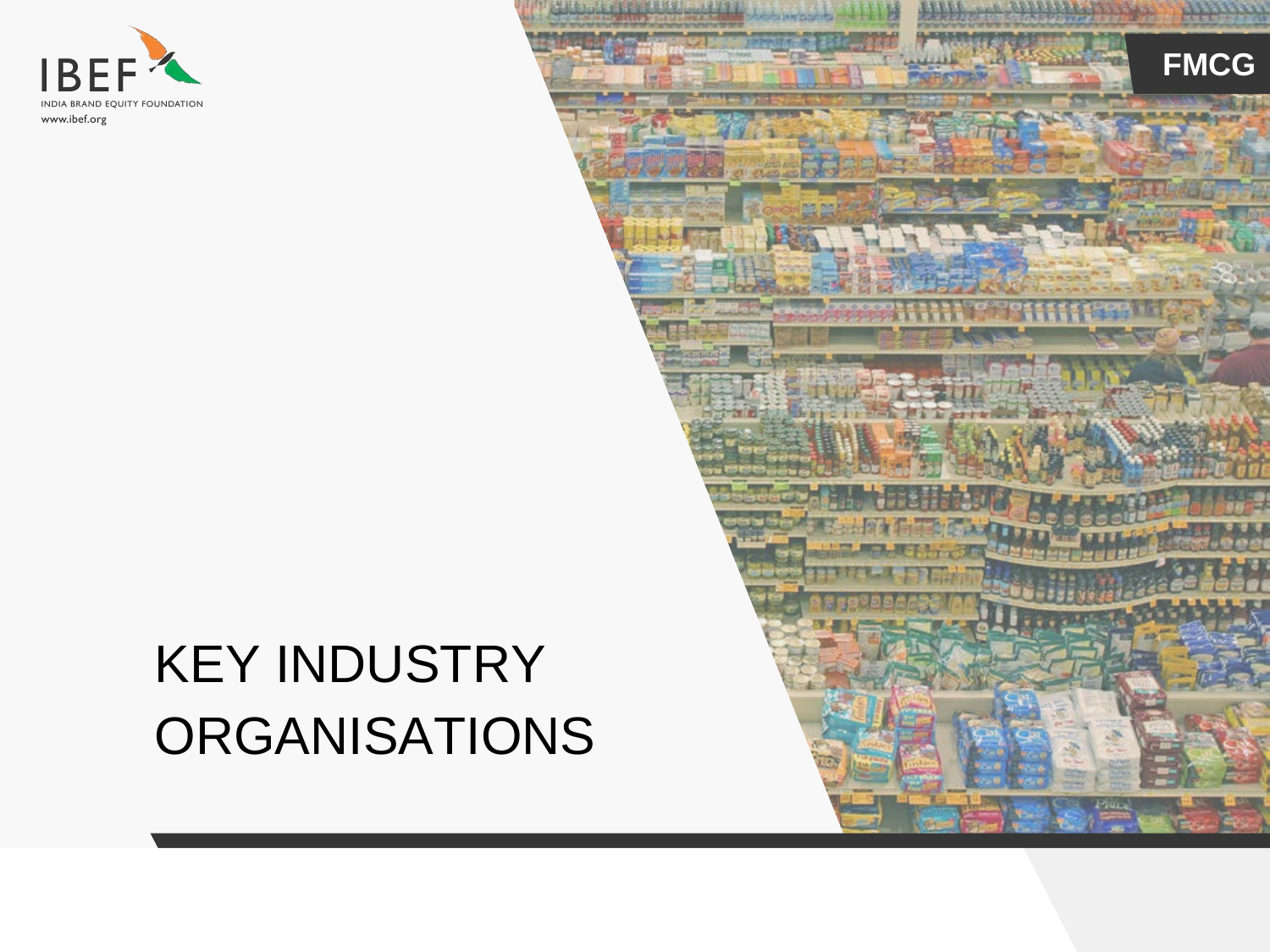# KEY INDUSTRY ORGANISATIONS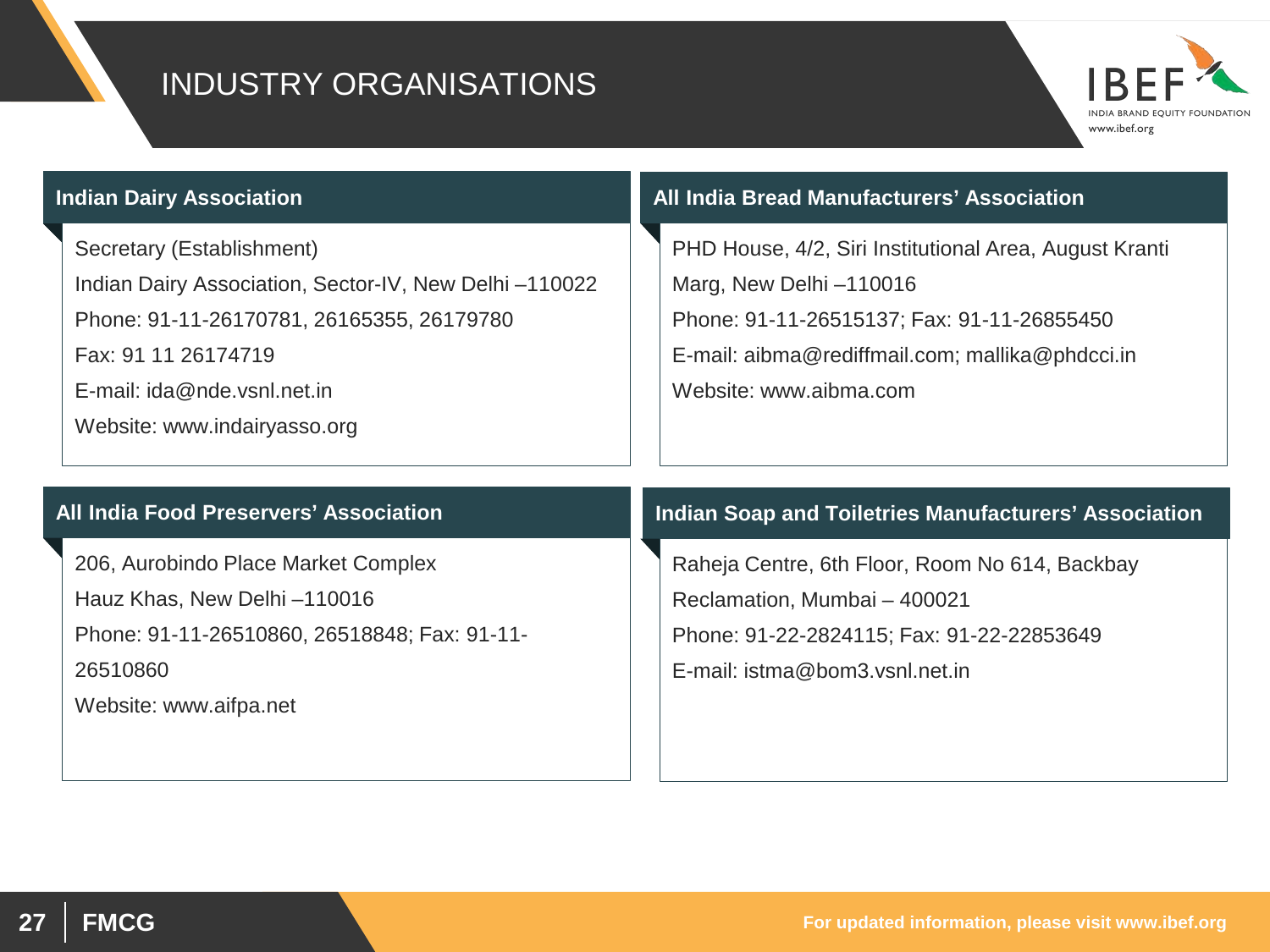# INDUSTRY ORGANISATIONS

### Indian Dairy Association

Secretary (Establishment)

Indian Dairy Association, Sector-IV, New Delhi –110022

Phone: 91-11-26170781, 26165355, 26179780

Fax: 91 11 26174719

E-mail: ida@nde.vsnl.net.in

Website: www.indairyasso.org

### All India Bread Manufacturers' Association

PHD House, 4/2, Siri Institutional Area, August Kranti Marg, New Delhi –110016

Phone: 91-11-26515137; Fax: 91-11-26855450

E-mail: aibma@rediffmail.com; mallika@phdcci.in

Website: www.aibma.com

### All India Food Preservers' Association

206, Aurobindo Place Market Complex

Hauz Khas, New Delhi –110016

Phone: 91-11-26510860, 26518848; Fax: 91-11-26510860

Website: www.aifpa.net

### Indian Soap and Toiletries Manufacturers' Association

Raheja Centre, 6th Floor, Room No 614, Backbay Reclamation, Mumbai – 400021

Phone: 91-22-2824115; Fax: 91-22-22853649

E-mail: istma@bom3.vsnl.net.in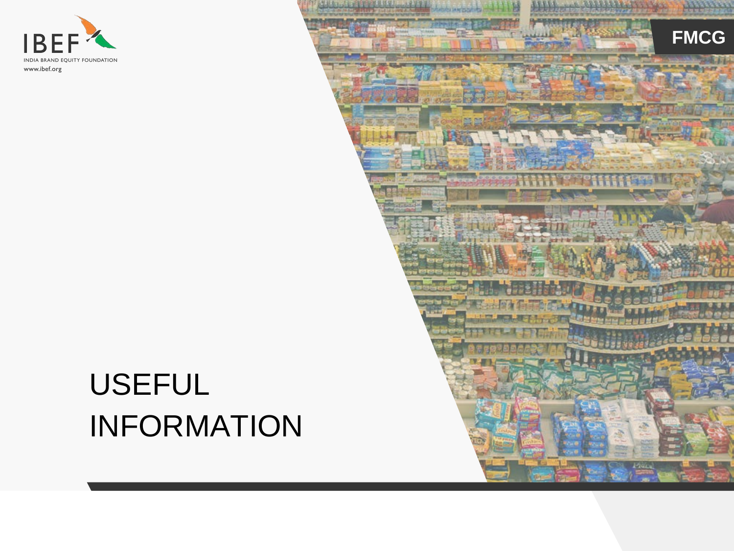# USEFUL INFORMATION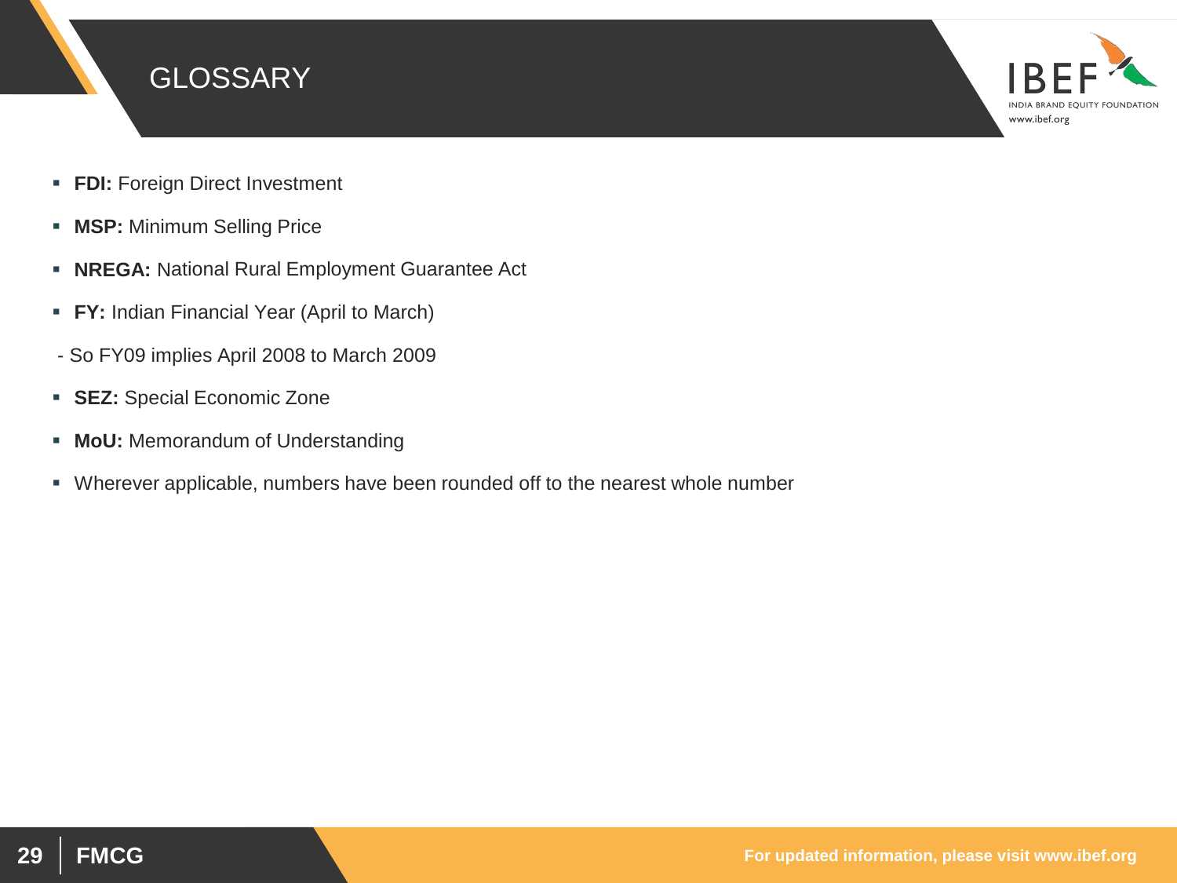# GLOSSARY

- **FDI:** Foreign Direct Investment
- **MSP:** Minimum Selling Price
- **NREGA:** National Rural Employment Guarantee Act
- **FY:** Indian Financial Year (April to March)

- So FY09 implies April 2008 to March 2009

- **SEZ:** Special Economic Zone
- **MoU:** Memorandum of Understanding
- Wherever applicable, numbers have been rounded off to the nearest whole number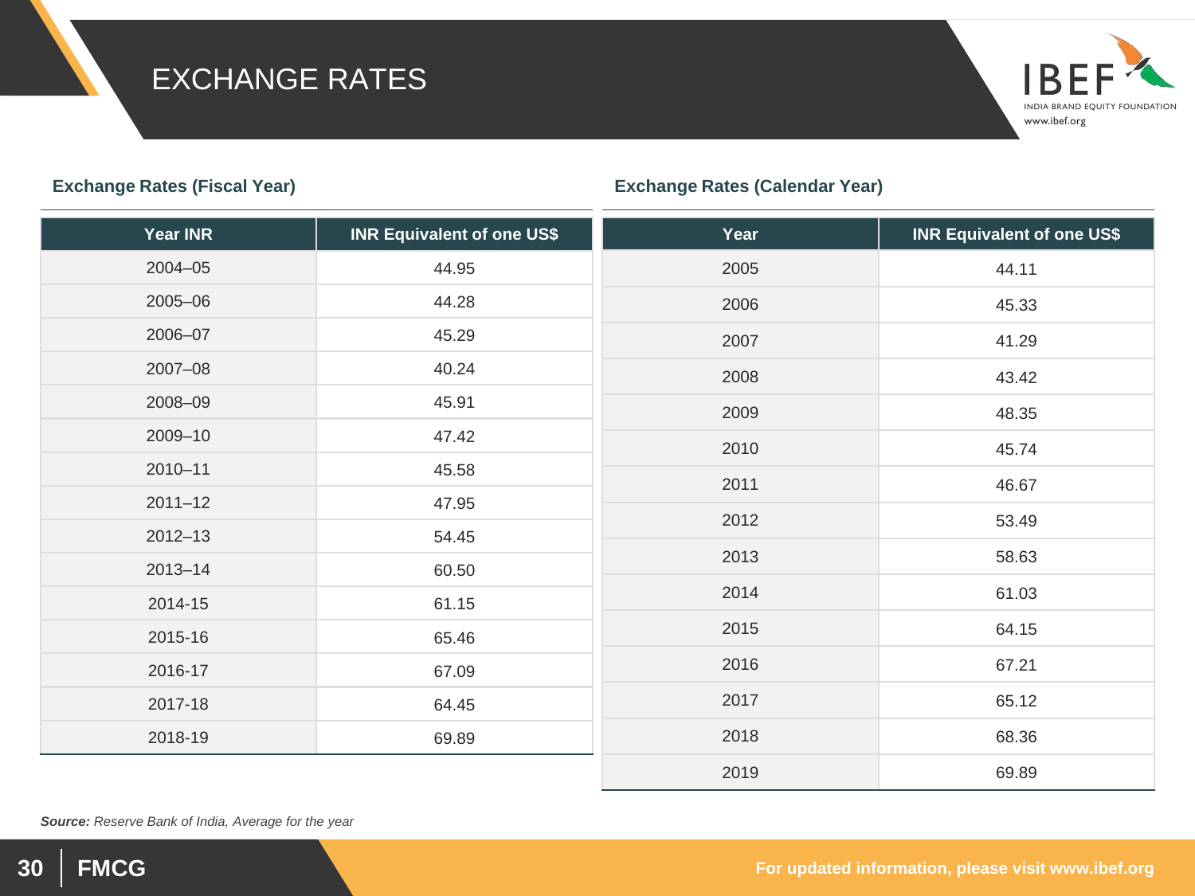# EXCHANGE RATES

**Exchange Rates (Fiscal Year)**

| Year INR | INR Equivalent of one US$ |
|---|---|
| 2004–05 | 44.95 |
| 2005–06 | 44.28 |
| 2006–07 | 45.29 |
| 2007–08 | 40.24 |
| 2008–09 | 45.91 |
| 2009–10 | 47.42 |
| 2010–11 | 45.58 |
| 2011–12 | 47.95 |
| 2012–13 | 54.45 |
| 2013–14 | 60.50 |
| 2014-15 | 61.15 |
| 2015-16 | 65.46 |
| 2016-17 | 67.09 |
| 2017-18 | 64.45 |
| 2018-19 | 69.89 |

**Exchange Rates (Calendar Year)**

| Year | INR Equivalent of one US$ |
|---|---|
| 2005 | 44.11 |
| 2006 | 45.33 |
| 2007 | 41.29 |
| 2008 | 43.42 |
| 2009 | 48.35 |
| 2010 | 45.74 |
| 2011 | 46.67 |
| 2012 | 53.49 |
| 2013 | 58.63 |
| 2014 | 61.03 |
| 2015 | 64.15 |
| 2016 | 67.21 |
| 2017 | 65.12 |
| 2018 | 68.36 |
| 2019 | 69.89 |

***Source:*** *Reserve Bank of India, Average for the year*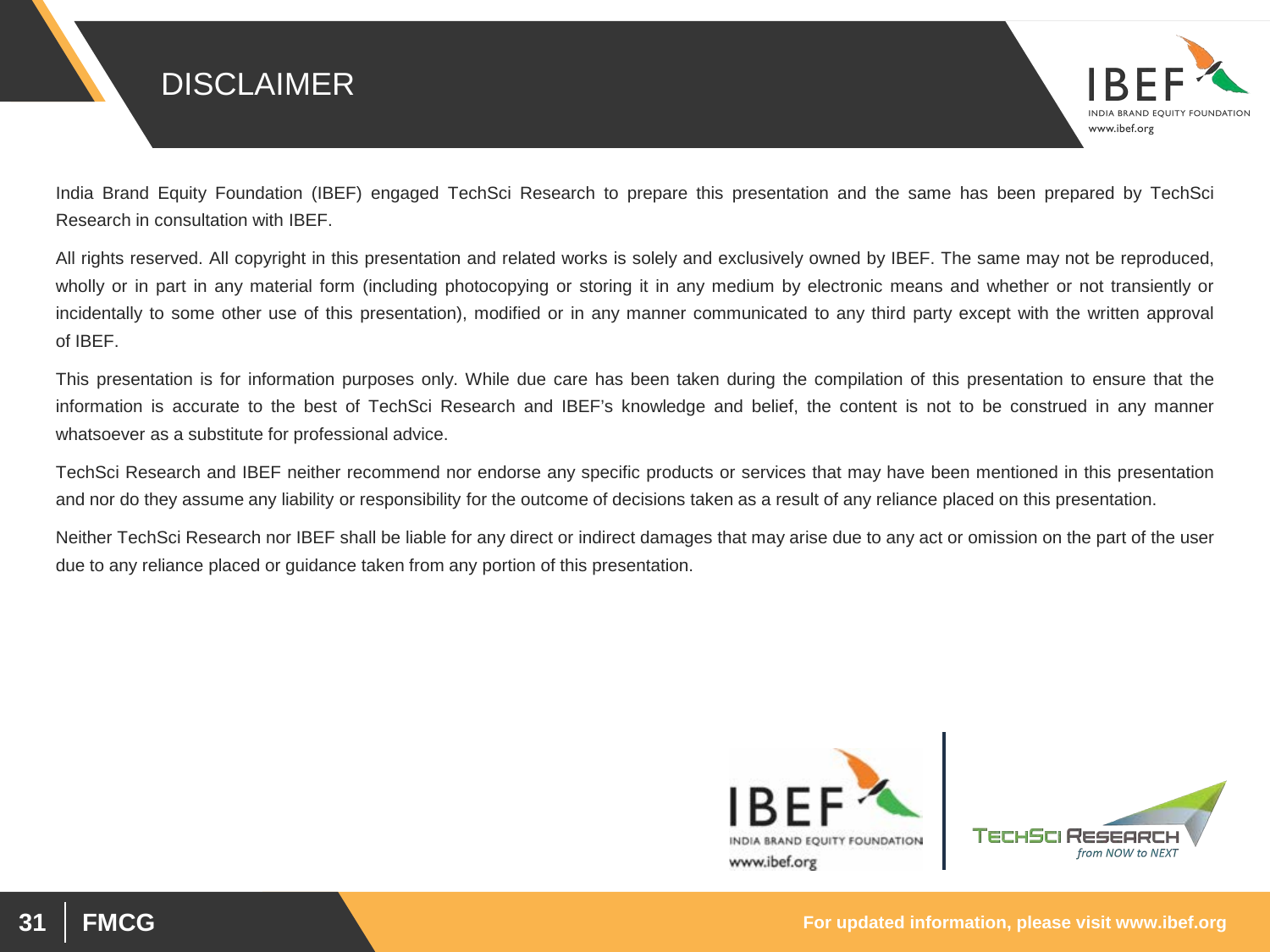# DISCLAIMER

India Brand Equity Foundation (IBEF) engaged TechSci Research to prepare this presentation and the same has been prepared by TechSci Research in consultation with IBEF.

All rights reserved. All copyright in this presentation and related works is solely and exclusively owned by IBEF. The same may not be reproduced, wholly or in part in any material form (including photocopying or storing it in any medium by electronic means and whether or not transiently or incidentally to some other use of this presentation), modified or in any manner communicated to any third party except with the written approval of IBEF.

This presentation is for information purposes only. While due care has been taken during the compilation of this presentation to ensure that the information is accurate to the best of TechSci Research and IBEF's knowledge and belief, the content is not to be construed in any manner whatsoever as a substitute for professional advice.

TechSci Research and IBEF neither recommend nor endorse any specific products or services that may have been mentioned in this presentation and nor do they assume any liability or responsibility for the outcome of decisions taken as a result of any reliance placed on this presentation.

Neither TechSci Research nor IBEF shall be liable for any direct or indirect damages that may arise due to any act or omission on the part of the user due to any reliance placed or guidance taken from any portion of this presentation.